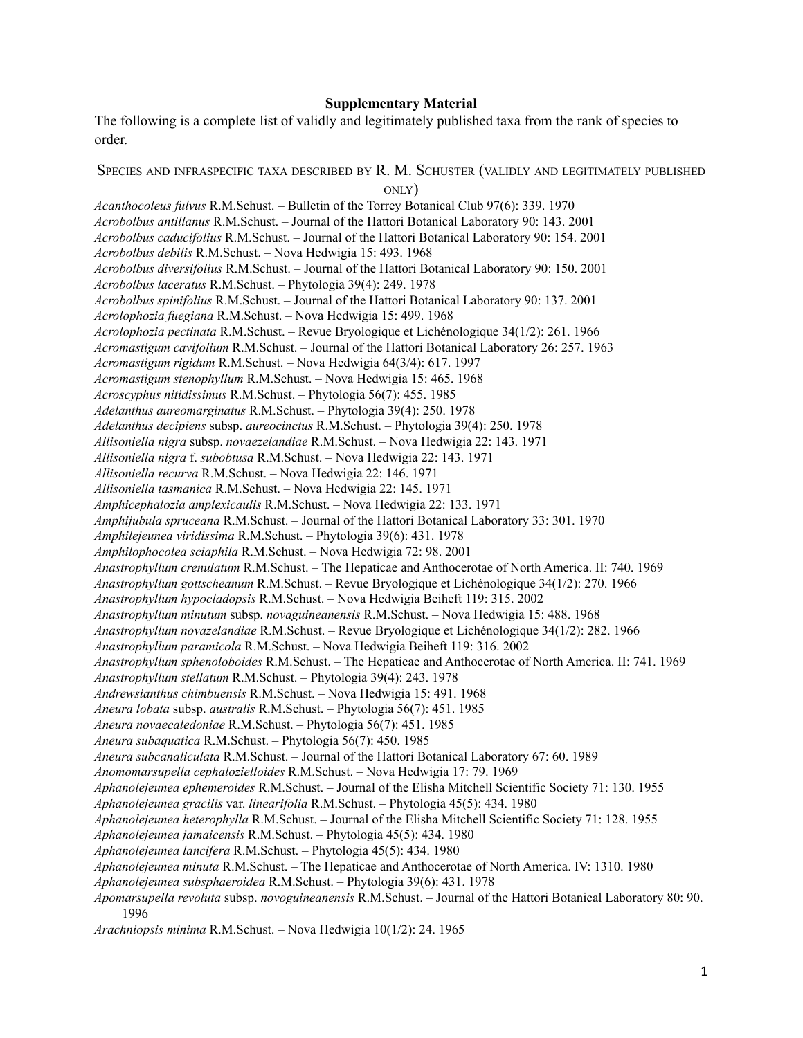**Supplementary Material**

The following is a complete list of validly and legitimately published taxa from the rank of species to order.

## Species and infraspecific taxa described by R. M. Schuster (validly and legitimately published only)

*Acanthocoleus fulvus* R.M.Schust. – Bulletin of the Torrey Botanical Club 97(6): 339. 1970
*Acrobolbus antillanus* R.M.Schust. – Journal of the Hattori Botanical Laboratory 90: 143. 2001
*Acrobolbus caducifolius* R.M.Schust. – Journal of the Hattori Botanical Laboratory 90: 154. 2001
*Acrobolbus debilis* R.M.Schust. – Nova Hedwigia 15: 493. 1968
*Acrobolbus diversifolius* R.M.Schust. – Journal of the Hattori Botanical Laboratory 90: 150. 2001
*Acrobolbus laceratus* R.M.Schust. – Phytologia 39(4): 249. 1978
*Acrobolbus spinifolius* R.M.Schust. – Journal of the Hattori Botanical Laboratory 90: 137. 2001
*Acrolophozia fuegiana* R.M.Schust. – Nova Hedwigia 15: 499. 1968
*Acrolophozia pectinata* R.M.Schust. – Revue Bryologique et Lichénologique 34(1/2): 261. 1966
*Acromastigum cavifolium* R.M.Schust. – Journal of the Hattori Botanical Laboratory 26: 257. 1963
*Acromastigum rigidum* R.M.Schust. – Nova Hedwigia 64(3/4): 617. 1997
*Acromastigum stenophyllum* R.M.Schust. – Nova Hedwigia 15: 465. 1968
*Acroscyphus nitidissimus* R.M.Schust. – Phytologia 56(7): 455. 1985
*Adelanthus aureomarginatus* R.M.Schust. – Phytologia 39(4): 250. 1978
*Adelanthus decipiens* subsp. *aureocinctus* R.M.Schust. – Phytologia 39(4): 250. 1978
*Allisoniella nigra* subsp. *novaezelandiae* R.M.Schust. – Nova Hedwigia 22: 143. 1971
*Allisoniella nigra* f. *subobtusa* R.M.Schust. – Nova Hedwigia 22: 143. 1971
*Allisoniella recurva* R.M.Schust. – Nova Hedwigia 22: 146. 1971
*Allisoniella tasmanica* R.M.Schust. – Nova Hedwigia 22: 145. 1971
*Amphicephalozia amplexicaulis* R.M.Schust. – Nova Hedwigia 22: 133. 1971
*Amphijubula spruceana* R.M.Schust. – Journal of the Hattori Botanical Laboratory 33: 301. 1970
*Amphilejeunea viridissima* R.M.Schust. – Phytologia 39(6): 431. 1978
*Amphilophocolea sciaphila* R.M.Schust. – Nova Hedwigia 72: 98. 2001
*Anastrophyllum crenulatum* R.M.Schust. – The Hepaticae and Anthocerotae of North America. II: 740. 1969
*Anastrophyllum gottscheanum* R.M.Schust. – Revue Bryologique et Lichénologique 34(1/2): 270. 1966
*Anastrophyllum hypocladopsis* R.M.Schust. – Nova Hedwigia Beiheft 119: 315. 2002
*Anastrophyllum minutum* subsp. *novaguineanensis* R.M.Schust. – Nova Hedwigia 15: 488. 1968
*Anastrophyllum novazelandiae* R.M.Schust. – Revue Bryologique et Lichénologique 34(1/2): 282. 1966
*Anastrophyllum paramicola* R.M.Schust. – Nova Hedwigia Beiheft 119: 316. 2002
*Anastrophyllum sphenoloboides* R.M.Schust. – The Hepaticae and Anthocerotae of North America. II: 741. 1969
*Anastrophyllum stellatum* R.M.Schust. – Phytologia 39(4): 243. 1978
*Andrewsianthus chimbuensis* R.M.Schust. – Nova Hedwigia 15: 491. 1968
*Aneura lobata* subsp. *australis* R.M.Schust. – Phytologia 56(7): 451. 1985
*Aneura novaecaledoniae* R.M.Schust. – Phytologia 56(7): 451. 1985
*Aneura subaquatica* R.M.Schust. – Phytologia 56(7): 450. 1985
*Aneura subcanaliculata* R.M.Schust. – Journal of the Hattori Botanical Laboratory 67: 60. 1989
*Anomomarsupella cephalozielloides* R.M.Schust. – Nova Hedwigia 17: 79. 1969
*Aphanolejeunea ephemeroides* R.M.Schust. – Journal of the Elisha Mitchell Scientific Society 71: 130. 1955
*Aphanolejeunea gracilis* var. *linearifolia* R.M.Schust. – Phytologia 45(5): 434. 1980
*Aphanolejeunea heterophylla* R.M.Schust. – Journal of the Elisha Mitchell Scientific Society 71: 128. 1955
*Aphanolejeunea jamaicensis* R.M.Schust. – Phytologia 45(5): 434. 1980
*Aphanolejeunea lancifera* R.M.Schust. – Phytologia 45(5): 434. 1980
*Aphanolejeunea minuta* R.M.Schust. – The Hepaticae and Anthocerotae of North America. IV: 1310. 1980
*Aphanolejeunea subsphaeroidea* R.M.Schust. – Phytologia 39(6): 431. 1978
*Apomarsupella revoluta* subsp. *novoguineanensis* R.M.Schust. – Journal of the Hattori Botanical Laboratory 80: 90. 1996
*Arachniopsis minima* R.M.Schust. – Nova Hedwigia 10(1/2): 24. 1965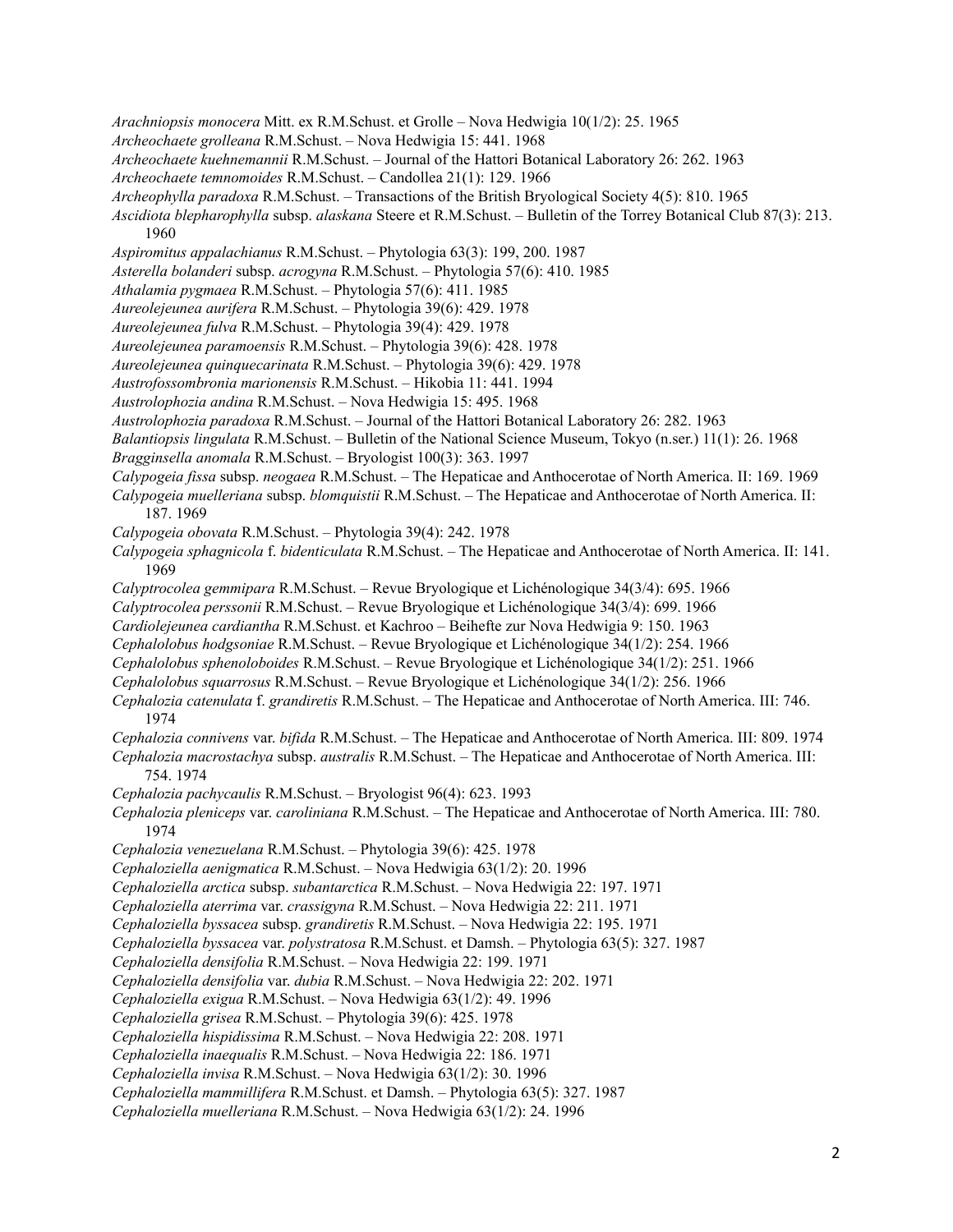*Arachniopsis monocera* Mitt. ex R.M.Schust. et Grolle – Nova Hedwigia 10(1/2): 25. 1965
*Archeochaete grolleana* R.M.Schust. – Nova Hedwigia 15: 441. 1968
*Archeochaete kuehnemannii* R.M.Schust. – Journal of the Hattori Botanical Laboratory 26: 262. 1963
*Archeochaete temnomoides* R.M.Schust. – Candollea 21(1): 129. 1966
*Archeophylla paradoxa* R.M.Schust. – Transactions of the British Bryological Society 4(5): 810. 1965
*Ascidiota blepharophylla* subsp. *alaskana* Steere et R.M.Schust. – Bulletin of the Torrey Botanical Club 87(3): 213. 1960
*Aspiromitus appalachianus* R.M.Schust. – Phytologia 63(3): 199, 200. 1987
*Asterella bolanderi* subsp. *acrogyna* R.M.Schust. – Phytologia 57(6): 410. 1985
*Athalamia pygmaea* R.M.Schust. – Phytologia 57(6): 411. 1985
*Aureolejeunea aurifera* R.M.Schust. – Phytologia 39(6): 429. 1978
*Aureolejeunea fulva* R.M.Schust. – Phytologia 39(4): 429. 1978
*Aureolejeunea paramoensis* R.M.Schust. – Phytologia 39(6): 428. 1978
*Aureolejeunea quinquecarinata* R.M.Schust. – Phytologia 39(6): 429. 1978
*Austrofossombronia marionensis* R.M.Schust. – Hikobia 11: 441. 1994
*Austrolophozia andina* R.M.Schust. – Nova Hedwigia 15: 495. 1968
*Austrolophozia paradoxa* R.M.Schust. – Journal of the Hattori Botanical Laboratory 26: 282. 1963
*Balantiopsis lingulata* R.M.Schust. – Bulletin of the National Science Museum, Tokyo (n.ser.) 11(1): 26. 1968
*Bragginsella anomala* R.M.Schust. – Bryologist 100(3): 363. 1997
*Calypogeia fissa* subsp. *neogaea* R.M.Schust. – The Hepaticae and Anthocerotae of North America. II: 169. 1969
*Calypogeia muelleriana* subsp. *blomquistii* R.M.Schust. – The Hepaticae and Anthocerotae of North America. II: 187. 1969
*Calypogeia obovata* R.M.Schust. – Phytologia 39(4): 242. 1978
*Calypogeia sphagnicola* f. *bidenticulata* R.M.Schust. – The Hepaticae and Anthocerotae of North America. II: 141. 1969
*Calyptrocolea gemmipara* R.M.Schust. – Revue Bryologique et Lichénologique 34(3/4): 695. 1966
*Calyptrocolea perssonii* R.M.Schust. – Revue Bryologique et Lichénologique 34(3/4): 699. 1966
*Cardiolejeunea cardiantha* R.M.Schust. et Kachroo – Beihefte zur Nova Hedwigia 9: 150. 1963
*Cephalolobus hodgsoniae* R.M.Schust. – Revue Bryologique et Lichénologique 34(1/2): 254. 1966
*Cephalolobus sphenoloboides* R.M.Schust. – Revue Bryologique et Lichénologique 34(1/2): 251. 1966
*Cephalolobus squarrosus* R.M.Schust. – Revue Bryologique et Lichénologique 34(1/2): 256. 1966
*Cephalozia catenulata* f. *grandiretis* R.M.Schust. – The Hepaticae and Anthocerotae of North America. III: 746. 1974
*Cephalozia connivens* var. *bifida* R.M.Schust. – The Hepaticae and Anthocerotae of North America. III: 809. 1974
*Cephalozia macrostachya* subsp. *australis* R.M.Schust. – The Hepaticae and Anthocerotae of North America. III: 754. 1974
*Cephalozia pachycaulis* R.M.Schust. – Bryologist 96(4): 623. 1993
*Cephalozia pleniceps* var. *caroliniana* R.M.Schust. – The Hepaticae and Anthocerotae of North America. III: 780. 1974
*Cephalozia venezuelana* R.M.Schust. – Phytologia 39(6): 425. 1978
*Cephaloziella aenigmatica* R.M.Schust. – Nova Hedwigia 63(1/2): 20. 1996
*Cephaloziella arctica* subsp. *subantarctica* R.M.Schust. – Nova Hedwigia 22: 197. 1971
*Cephaloziella aterrima* var. *crassigyna* R.M.Schust. – Nova Hedwigia 22: 211. 1971
*Cephaloziella byssacea* subsp. *grandiretis* R.M.Schust. – Nova Hedwigia 22: 195. 1971
*Cephaloziella byssacea* var. *polystratosa* R.M.Schust. et Damsh. – Phytologia 63(5): 327. 1987
*Cephaloziella densifolia* R.M.Schust. – Nova Hedwigia 22: 199. 1971
*Cephaloziella densifolia* var. *dubia* R.M.Schust. – Nova Hedwigia 22: 202. 1971
*Cephaloziella exigua* R.M.Schust. – Nova Hedwigia 63(1/2): 49. 1996
*Cephaloziella grisea* R.M.Schust. – Phytologia 39(6): 425. 1978
*Cephaloziella hispidissima* R.M.Schust. – Nova Hedwigia 22: 208. 1971
*Cephaloziella inaequalis* R.M.Schust. – Nova Hedwigia 22: 186. 1971
*Cephaloziella invisa* R.M.Schust. – Nova Hedwigia 63(1/2): 30. 1996
*Cephaloziella mammillifera* R.M.Schust. et Damsh. – Phytologia 63(5): 327. 1987
*Cephaloziella muelleriana* R.M.Schust. – Nova Hedwigia 63(1/2): 24. 1996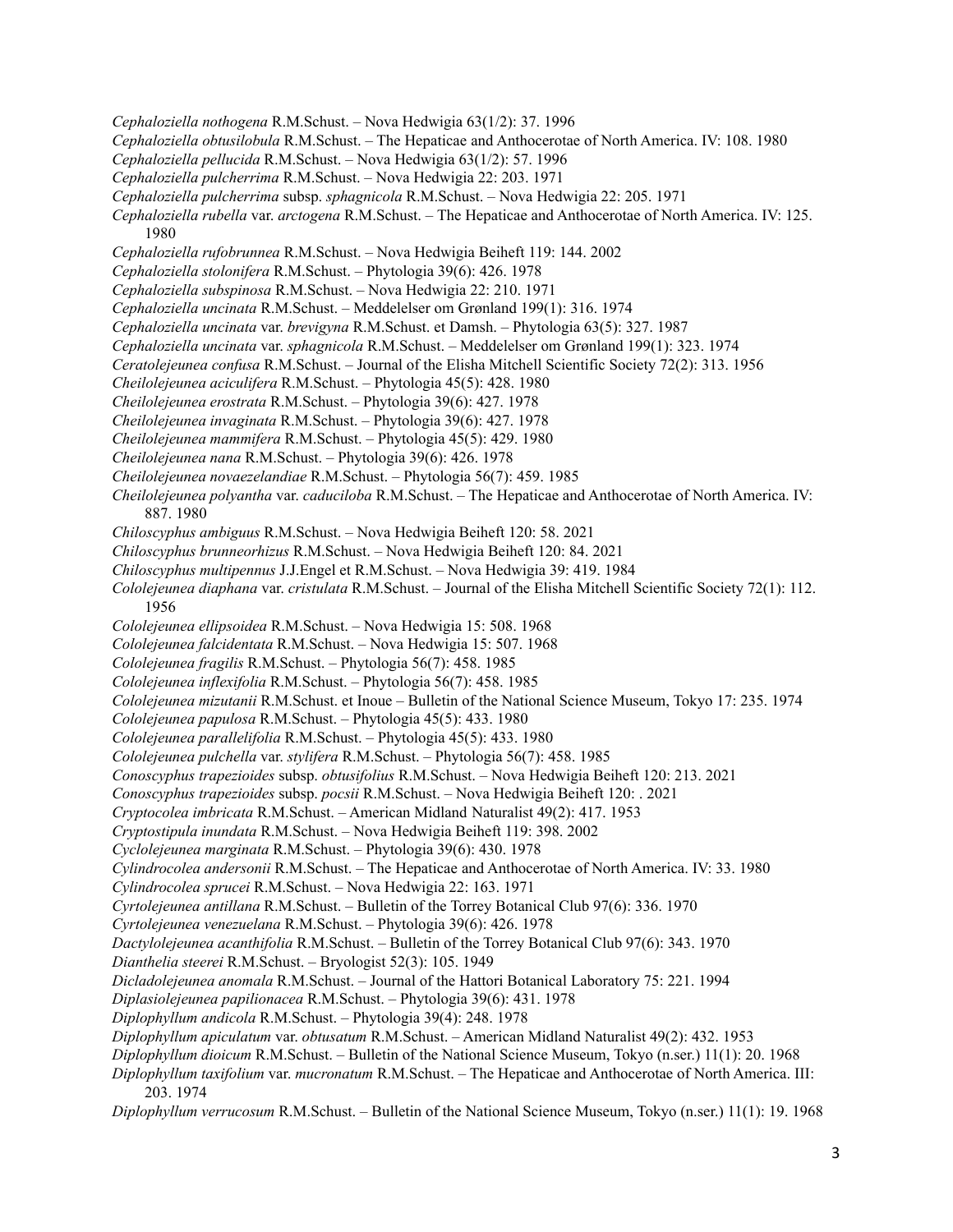*Cephaloziella nothogena* R.M.Schust. – Nova Hedwigia 63(1/2): 37. 1996
*Cephaloziella obtusilobula* R.M.Schust. – The Hepaticae and Anthocerotae of North America. IV: 108. 1980
*Cephaloziella pellucida* R.M.Schust. – Nova Hedwigia 63(1/2): 57. 1996
*Cephaloziella pulcherrima* R.M.Schust. – Nova Hedwigia 22: 203. 1971
*Cephaloziella pulcherrima* subsp. *sphagnicola* R.M.Schust. – Nova Hedwigia 22: 205. 1971
*Cephaloziella rubella* var. *arctogena* R.M.Schust. – The Hepaticae and Anthocerotae of North America. IV: 125. 1980
*Cephaloziella rufobrunnea* R.M.Schust. – Nova Hedwigia Beiheft 119: 144. 2002
*Cephaloziella stolonifera* R.M.Schust. – Phytologia 39(6): 426. 1978
*Cephaloziella subspinosa* R.M.Schust. – Nova Hedwigia 22: 210. 1971
*Cephaloziella uncinata* R.M.Schust. – Meddelelser om Grønland 199(1): 316. 1974
*Cephaloziella uncinata* var. *brevigyna* R.M.Schust. et Damsh. – Phytologia 63(5): 327. 1987
*Cephaloziella uncinata* var. *sphagnicola* R.M.Schust. – Meddelelser om Grønland 199(1): 323. 1974
*Ceratolejeunea confusa* R.M.Schust. – Journal of the Elisha Mitchell Scientific Society 72(2): 313. 1956
*Cheilolejeunea aciculifera* R.M.Schust. – Phytologia 45(5): 428. 1980
*Cheilolejeunea erostrata* R.M.Schust. – Phytologia 39(6): 427. 1978
*Cheilolejeunea invaginata* R.M.Schust. – Phytologia 39(6): 427. 1978
*Cheilolejeunea mammifera* R.M.Schust. – Phytologia 45(5): 429. 1980
*Cheilolejeunea nana* R.M.Schust. – Phytologia 39(6): 426. 1978
*Cheilolejeunea novaezelandiae* R.M.Schust. – Phytologia 56(7): 459. 1985
*Cheilolejeunea polyantha* var. *caduciloba* R.M.Schust. – The Hepaticae and Anthocerotae of North America. IV: 887. 1980
*Chiloscyphus ambiguus* R.M.Schust. – Nova Hedwigia Beiheft 120: 58. 2021
*Chiloscyphus brunneorhizus* R.M.Schust. – Nova Hedwigia Beiheft 120: 84. 2021
*Chiloscyphus multipennus* J.J.Engel et R.M.Schust. – Nova Hedwigia 39: 419. 1984
*Cololejeunea diaphana* var. *cristulata* R.M.Schust. – Journal of the Elisha Mitchell Scientific Society 72(1): 112. 1956
*Cololejeunea ellipsoidea* R.M.Schust. – Nova Hedwigia 15: 508. 1968
*Cololejeunea falcidentata* R.M.Schust. – Nova Hedwigia 15: 507. 1968
*Cololejeunea fragilis* R.M.Schust. – Phytologia 56(7): 458. 1985
*Cololejeunea inflexifolia* R.M.Schust. – Phytologia 56(7): 458. 1985
*Cololejeunea mizutanii* R.M.Schust. et Inoue – Bulletin of the National Science Museum, Tokyo 17: 235. 1974
*Cololejeunea papulosa* R.M.Schust. – Phytologia 45(5): 433. 1980
*Cololejeunea parallelifolia* R.M.Schust. – Phytologia 45(5): 433. 1980
*Cololejeunea pulchella* var. *stylifera* R.M.Schust. – Phytologia 56(7): 458. 1985
*Conoscyphus trapezioides* subsp. *obtusifolius* R.M.Schust. – Nova Hedwigia Beiheft 120: 213. 2021
*Conoscyphus trapezioides* subsp. *pocsii* R.M.Schust. – Nova Hedwigia Beiheft 120: . 2021
*Cryptocolea imbricata* R.M.Schust. – American Midland Naturalist 49(2): 417. 1953
*Cryptostipula inundata* R.M.Schust. – Nova Hedwigia Beiheft 119: 398. 2002
*Cyclolejeunea marginata* R.M.Schust. – Phytologia 39(6): 430. 1978
*Cylindrocolea andersonii* R.M.Schust. – The Hepaticae and Anthocerotae of North America. IV: 33. 1980
*Cylindrocolea sprucei* R.M.Schust. – Nova Hedwigia 22: 163. 1971
*Cyrtolejeunea antillana* R.M.Schust. – Bulletin of the Torrey Botanical Club 97(6): 336. 1970
*Cyrtolejeunea venezuelana* R.M.Schust. – Phytologia 39(6): 426. 1978
*Dactylolejeunea acanthifolia* R.M.Schust. – Bulletin of the Torrey Botanical Club 97(6): 343. 1970
*Dianthelia steerei* R.M.Schust. – Bryologist 52(3): 105. 1949
*Dicladolejeunea anomala* R.M.Schust. – Journal of the Hattori Botanical Laboratory 75: 221. 1994
*Diplasiolejeunea papilionacea* R.M.Schust. – Phytologia 39(6): 431. 1978
*Diplophyllum andicola* R.M.Schust. – Phytologia 39(4): 248. 1978
*Diplophyllum apiculatum* var. *obtusatum* R.M.Schust. – American Midland Naturalist 49(2): 432. 1953
*Diplophyllum dioicum* R.M.Schust. – Bulletin of the National Science Museum, Tokyo (n.ser.) 11(1): 20. 1968
*Diplophyllum taxifolium* var. *mucronatum* R.M.Schust. – The Hepaticae and Anthocerotae of North America. III: 203. 1974
*Diplophyllum verrucosum* R.M.Schust. – Bulletin of the National Science Museum, Tokyo (n.ser.) 11(1): 19. 1968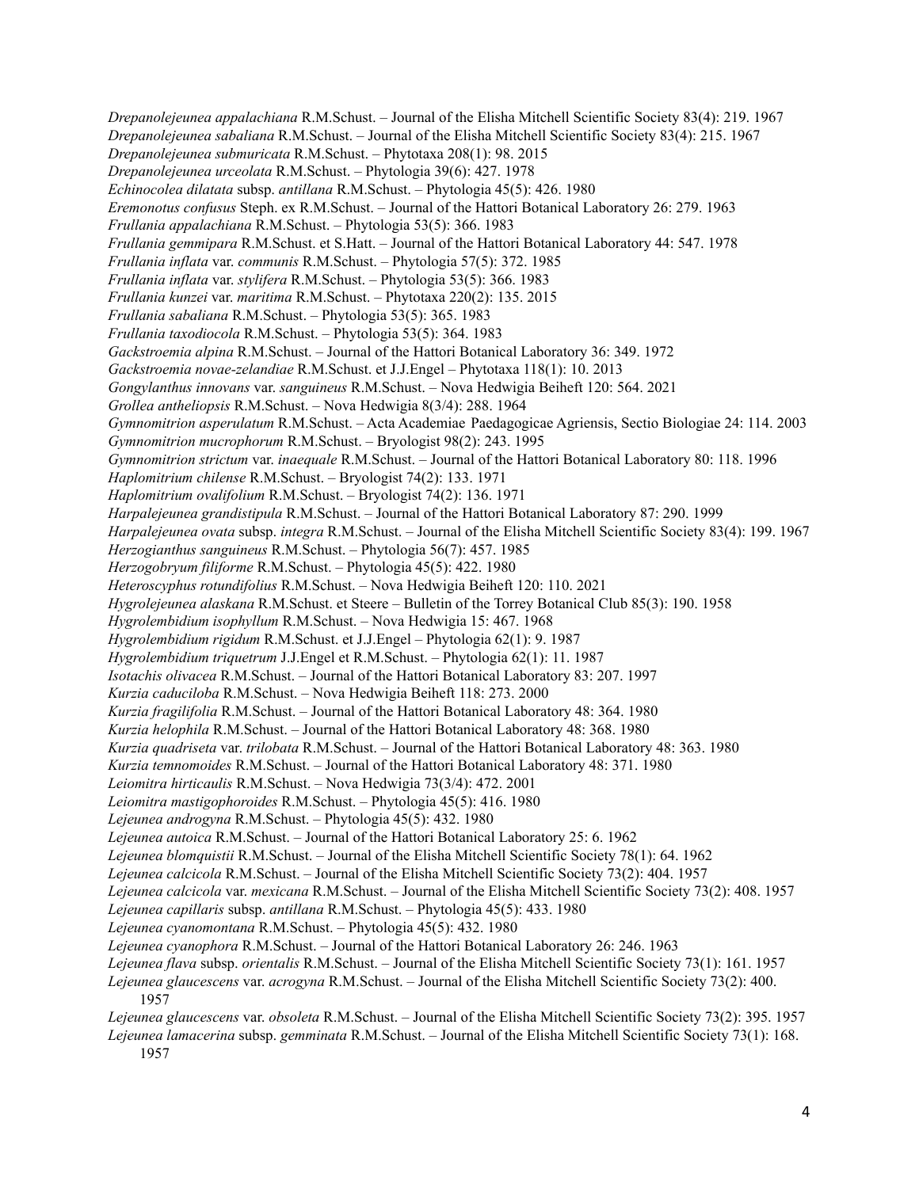*Drepanolejeunea appalachiana* R.M.Schust. – Journal of the Elisha Mitchell Scientific Society 83(4): 219. 1967
*Drepanolejeunea sabaliana* R.M.Schust. – Journal of the Elisha Mitchell Scientific Society 83(4): 215. 1967
*Drepanolejeunea submuricata* R.M.Schust. – Phytotaxa 208(1): 98. 2015
*Drepanolejeunea urceolata* R.M.Schust. – Phytologia 39(6): 427. 1978
*Echinocolea dilatata* subsp. *antillana* R.M.Schust. – Phytologia 45(5): 426. 1980
*Eremonotus confusus* Steph. ex R.M.Schust. – Journal of the Hattori Botanical Laboratory 26: 279. 1963
*Frullania appalachiana* R.M.Schust. – Phytologia 53(5): 366. 1983
*Frullania gemmipara* R.M.Schust. et S.Hatt. – Journal of the Hattori Botanical Laboratory 44: 547. 1978
*Frullania inflata* var. *communis* R.M.Schust. – Phytologia 57(5): 372. 1985
*Frullania inflata* var. *stylifera* R.M.Schust. – Phytologia 53(5): 366. 1983
*Frullania kunzei* var. *maritima* R.M.Schust. – Phytotaxa 220(2): 135. 2015
*Frullania sabaliana* R.M.Schust. – Phytologia 53(5): 365. 1983
*Frullania taxodiocola* R.M.Schust. – Phytologia 53(5): 364. 1983
*Gackstroemia alpina* R.M.Schust. – Journal of the Hattori Botanical Laboratory 36: 349. 1972
*Gackstroemia novae-zelandiae* R.M.Schust. et J.J.Engel – Phytotaxa 118(1): 10. 2013
*Gongylanthus innovans* var. *sanguineus* R.M.Schust. – Nova Hedwigia Beiheft 120: 564. 2021
*Grollea antheliopsis* R.M.Schust. – Nova Hedwigia 8(3/4): 288. 1964
*Gymnomitrion asperulatum* R.M.Schust. – Acta Academiae Paedagogicae Agriensis, Sectio Biologiae 24: 114. 2003
*Gymnomitrion mucrophorum* R.M.Schust. – Bryologist 98(2): 243. 1995
*Gymnomitrion strictum* var. *inaequale* R.M.Schust. – Journal of the Hattori Botanical Laboratory 80: 118. 1996
*Haplomitrium chilense* R.M.Schust. – Bryologist 74(2): 133. 1971
*Haplomitrium ovalifolium* R.M.Schust. – Bryologist 74(2): 136. 1971
*Harpalejeunea grandistipula* R.M.Schust. – Journal of the Hattori Botanical Laboratory 87: 290. 1999
*Harpalejeunea ovata* subsp. *integra* R.M.Schust. – Journal of the Elisha Mitchell Scientific Society 83(4): 199. 1967
*Herzogianthus sanguineus* R.M.Schust. – Phytologia 56(7): 457. 1985
*Herzogobryum filiforme* R.M.Schust. – Phytologia 45(5): 422. 1980
*Heteroscyphus rotundifolius* R.M.Schust. – Nova Hedwigia Beiheft 120: 110. 2021
*Hygrolejeunea alaskana* R.M.Schust. et Steere – Bulletin of the Torrey Botanical Club 85(3): 190. 1958
*Hygrolembidium isophyllum* R.M.Schust. – Nova Hedwigia 15: 467. 1968
*Hygrolembidium rigidum* R.M.Schust. et J.J.Engel – Phytologia 62(1): 9. 1987
*Hygrolembidium triquetrum* J.J.Engel et R.M.Schust. – Phytologia 62(1): 11. 1987
*Isotachis olivacea* R.M.Schust. – Journal of the Hattori Botanical Laboratory 83: 207. 1997
*Kurzia caduciloba* R.M.Schust. – Nova Hedwigia Beiheft 118: 273. 2000
*Kurzia fragilifolia* R.M.Schust. – Journal of the Hattori Botanical Laboratory 48: 364. 1980
*Kurzia helophila* R.M.Schust. – Journal of the Hattori Botanical Laboratory 48: 368. 1980
*Kurzia quadriseta* var. *trilobata* R.M.Schust. – Journal of the Hattori Botanical Laboratory 48: 363. 1980
*Kurzia temnomoides* R.M.Schust. – Journal of the Hattori Botanical Laboratory 48: 371. 1980
*Leiomitra hirticaulis* R.M.Schust. – Nova Hedwigia 73(3/4): 472. 2001
*Leiomitra mastigophoroides* R.M.Schust. – Phytologia 45(5): 416. 1980
*Lejeunea androgyna* R.M.Schust. – Phytologia 45(5): 432. 1980
*Lejeunea autoica* R.M.Schust. – Journal of the Hattori Botanical Laboratory 25: 6. 1962
*Lejeunea blomquistii* R.M.Schust. – Journal of the Elisha Mitchell Scientific Society 78(1): 64. 1962
*Lejeunea calcicola* R.M.Schust. – Journal of the Elisha Mitchell Scientific Society 73(2): 404. 1957
*Lejeunea calcicola* var. *mexicana* R.M.Schust. – Journal of the Elisha Mitchell Scientific Society 73(2): 408. 1957
*Lejeunea capillaris* subsp. *antillana* R.M.Schust. – Phytologia 45(5): 433. 1980
*Lejeunea cyanomontana* R.M.Schust. – Phytologia 45(5): 432. 1980
*Lejeunea cyanophora* R.M.Schust. – Journal of the Hattori Botanical Laboratory 26: 246. 1963
*Lejeunea flava* subsp. *orientalis* R.M.Schust. – Journal of the Elisha Mitchell Scientific Society 73(1): 161. 1957
*Lejeunea glaucescens* var. *acrogyna* R.M.Schust. – Journal of the Elisha Mitchell Scientific Society 73(2): 400. 1957
*Lejeunea glaucescens* var. *obsoleta* R.M.Schust. – Journal of the Elisha Mitchell Scientific Society 73(2): 395. 1957
*Lejeunea lamacerina* subsp. *gemminata* R.M.Schust. – Journal of the Elisha Mitchell Scientific Society 73(1): 168. 1957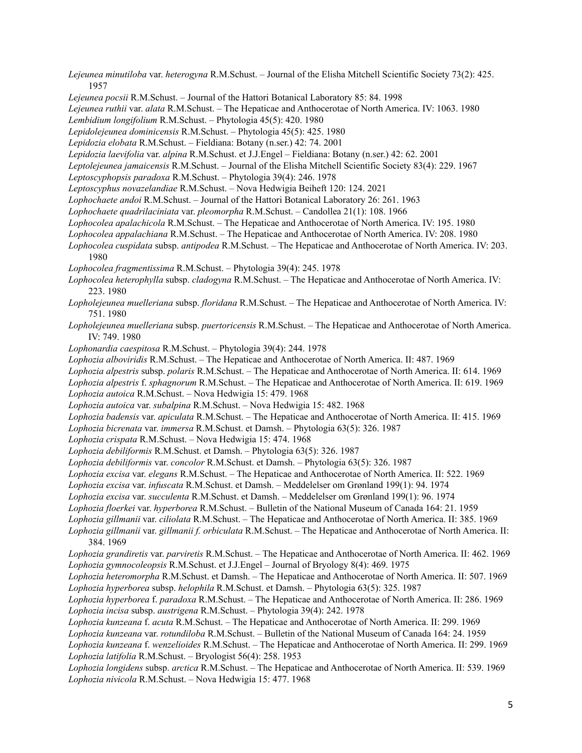*Lejeunea minutiloba* var. *heterogyna* R.M.Schust. – Journal of the Elisha Mitchell Scientific Society 73(2): 425. 1957

*Lejeunea pocsii* R.M.Schust. – Journal of the Hattori Botanical Laboratory 85: 84. 1998

*Lejeunea ruthii* var. *alata* R.M.Schust. – The Hepaticae and Anthocerotae of North America. IV: 1063. 1980

*Lembidium longifolium* R.M.Schust. – Phytologia 45(5): 420. 1980

*Lepidolejeunea dominicensis* R.M.Schust. – Phytologia 45(5): 425. 1980

*Lepidozia elobata* R.M.Schust. – Fieldiana: Botany (n.ser.) 42: 74. 2001

*Lepidozia laevifolia* var. *alpina* R.M.Schust. et J.J.Engel – Fieldiana: Botany (n.ser.) 42: 62. 2001

*Leptolejeunea jamaicensis* R.M.Schust. – Journal of the Elisha Mitchell Scientific Society 83(4): 229. 1967

*Leptoscyphopsis paradoxa* R.M.Schust. – Phytologia 39(4): 246. 1978

*Leptoscyphus novazelandiae* R.M.Schust. – Nova Hedwigia Beiheft 120: 124. 2021

*Lophochaete andoi* R.M.Schust. – Journal of the Hattori Botanical Laboratory 26: 261. 1963

*Lophochaete quadrilaciniata* var. *pleomorpha* R.M.Schust. – Candollea 21(1): 108. 1966

*Lophocolea apalachicola* R.M.Schust. – The Hepaticae and Anthocerotae of North America. IV: 195. 1980

*Lophocolea appalachiana* R.M.Schust. – The Hepaticae and Anthocerotae of North America. IV: 208. 1980

*Lophocolea cuspidata* subsp. *antipodea* R.M.Schust. – The Hepaticae and Anthocerotae of North America. IV: 203. 1980

*Lophocolea fragmentissima* R.M.Schust. – Phytologia 39(4): 245. 1978

*Lophocolea heterophylla* subsp. *cladogyna* R.M.Schust. – The Hepaticae and Anthocerotae of North America. IV: 223. 1980

*Lopholejeunea muelleriana* subsp. *floridana* R.M.Schust. – The Hepaticae and Anthocerotae of North America. IV: 751. 1980

*Lopholejeunea muelleriana* subsp. *puertoricensis* R.M.Schust. – The Hepaticae and Anthocerotae of North America. IV: 749. 1980

*Lophonardia caespitosa* R.M.Schust. – Phytologia 39(4): 244. 1978

*Lophozia alboviridis* R.M.Schust. – The Hepaticae and Anthocerotae of North America. II: 487. 1969

*Lophozia alpestris* subsp. *polaris* R.M.Schust. – The Hepaticae and Anthocerotae of North America. II: 614. 1969

*Lophozia alpestris* f. *sphagnorum* R.M.Schust. – The Hepaticae and Anthocerotae of North America. II: 619. 1969

*Lophozia autoica* R.M.Schust. – Nova Hedwigia 15: 479. 1968

*Lophozia autoica* var. *subalpina* R.M.Schust. – Nova Hedwigia 15: 482. 1968

*Lophozia badensis* var. *apiculata* R.M.Schust. – The Hepaticae and Anthocerotae of North America. II: 415. 1969

*Lophozia bicrenata* var. *immersa* R.M.Schust. et Damsh. – Phytologia 63(5): 326. 1987

*Lophozia crispata* R.M.Schust. – Nova Hedwigia 15: 474. 1968

*Lophozia debiliformis* R.M.Schust. et Damsh. – Phytologia 63(5): 326. 1987

*Lophozia debiliformis* var. *concolor* R.M.Schust. et Damsh. – Phytologia 63(5): 326. 1987

*Lophozia excisa* var. *elegans* R.M.Schust. – The Hepaticae and Anthocerotae of North America. II: 522. 1969

*Lophozia excisa* var. *infuscata* R.M.Schust. et Damsh. – Meddelelser om Grønland 199(1): 94. 1974

*Lophozia excisa* var. *succulenta* R.M.Schust. et Damsh. – Meddelelser om Grønland 199(1): 96. 1974

*Lophozia floerkei* var. *hyperborea* R.M.Schust. – Bulletin of the National Museum of Canada 164: 21. 1959

*Lophozia gillmanii* var. *ciliolata* R.M.Schust. – The Hepaticae and Anthocerotae of North America. II: 385. 1969

*Lophozia gillmanii* var. *gillmanii f. orbiculata* R.M.Schust. – The Hepaticae and Anthocerotae of North America. II: 384. 1969

*Lophozia grandiretis* var. *parviretis* R.M.Schust. – The Hepaticae and Anthocerotae of North America. II: 462. 1969

*Lophozia gymnocoleopsis* R.M.Schust. et J.J.Engel – Journal of Bryology 8(4): 469. 1975

*Lophozia heteromorpha* R.M.Schust. et Damsh. – The Hepaticae and Anthocerotae of North America. II: 507. 1969

*Lophozia hyperborea* subsp. *helophila* R.M.Schust. et Damsh. – Phytologia 63(5): 325. 1987

*Lophozia hyperborea* f. *paradoxa* R.M.Schust. – The Hepaticae and Anthocerotae of North America. II: 286. 1969

*Lophozia incisa* subsp. *austrigena* R.M.Schust. – Phytologia 39(4): 242. 1978

*Lophozia kunzeana* f. *acuta* R.M.Schust. – The Hepaticae and Anthocerotae of North America. II: 299. 1969

*Lophozia kunzeana* var. *rotundiloba* R.M.Schust. – Bulletin of the National Museum of Canada 164: 24. 1959

*Lophozia kunzeana* f. *wenzelioides* R.M.Schust. – The Hepaticae and Anthocerotae of North America. II: 299. 1969

*Lophozia latifolia* R.M.Schust. – Bryologist 56(4): 258. 1953

*Lophozia longidens* subsp. *arctica* R.M.Schust. – The Hepaticae and Anthocerotae of North America. II: 539. 1969

*Lophozia nivicola* R.M.Schust. – Nova Hedwigia 15: 477. 1968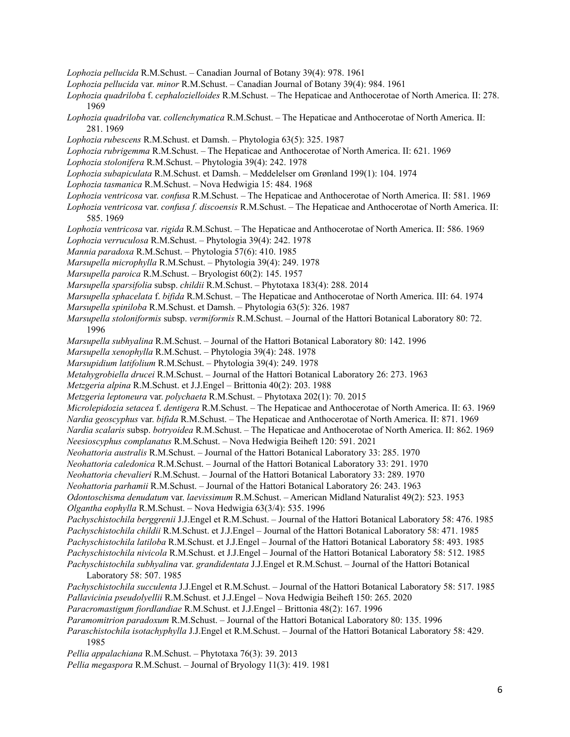*Lophozia pellucida* R.M.Schust. – Canadian Journal of Botany 39(4): 978. 1961

*Lophozia pellucida* var. *minor* R.M.Schust. – Canadian Journal of Botany 39(4): 984. 1961

*Lophozia quadriloba* f. *cephalozielloides* R.M.Schust. – The Hepaticae and Anthocerotae of North America. II: 278. 1969

*Lophozia quadriloba* var. *collenchymatica* R.M.Schust. – The Hepaticae and Anthocerotae of North America. II: 281. 1969

*Lophozia rubescens* R.M.Schust. et Damsh. – Phytologia 63(5): 325. 1987

*Lophozia rubrigemma* R.M.Schust. – The Hepaticae and Anthocerotae of North America. II: 621. 1969

*Lophozia stolonifera* R.M.Schust. – Phytologia 39(4): 242. 1978

*Lophozia subapiculata* R.M.Schust. et Damsh. – Meddelelser om Grønland 199(1): 104. 1974

*Lophozia tasmanica* R.M.Schust. – Nova Hedwigia 15: 484. 1968

*Lophozia ventricosa* var. *confusa* R.M.Schust. – The Hepaticae and Anthocerotae of North America. II: 581. 1969

*Lophozia ventricosa* var. *confusa f. discoensis* R.M.Schust. – The Hepaticae and Anthocerotae of North America. II: 585. 1969

*Lophozia ventricosa* var. *rigida* R.M.Schust. – The Hepaticae and Anthocerotae of North America. II: 586. 1969

*Lophozia verruculosa* R.M.Schust. – Phytologia 39(4): 242. 1978

*Mannia paradoxa* R.M.Schust. – Phytologia 57(6): 410. 1985

*Marsupella microphylla* R.M.Schust. – Phytologia 39(4): 249. 1978

*Marsupella paroica* R.M.Schust. – Bryologist 60(2): 145. 1957

*Marsupella sparsifolia* subsp. *childii* R.M.Schust. – Phytotaxa 183(4): 288. 2014

*Marsupella sphacelata* f. *bifida* R.M.Schust. – The Hepaticae and Anthocerotae of North America. III: 64. 1974

*Marsupella spiniloba* R.M.Schust. et Damsh. – Phytologia 63(5): 326. 1987

*Marsupella stoloniformis* subsp. *vermiformis* R.M.Schust. – Journal of the Hattori Botanical Laboratory 80: 72. 1996

*Marsupella subhyalina* R.M.Schust. – Journal of the Hattori Botanical Laboratory 80: 142. 1996

*Marsupella xenophylla* R.M.Schust. – Phytologia 39(4): 248. 1978

*Marsupidium latifolium* R.M.Schust. – Phytologia 39(4): 249. 1978

*Metahygrobiella drucei* R.M.Schust. – Journal of the Hattori Botanical Laboratory 26: 273. 1963

*Metzgeria alpina* R.M.Schust. et J.J.Engel – Brittonia 40(2): 203. 1988

*Metzgeria leptoneura* var. *polychaeta* R.M.Schust. – Phytotaxa 202(1): 70. 2015

*Microlepidozia setacea* f. *dentigera* R.M.Schust. – The Hepaticae and Anthocerotae of North America. II: 63. 1969

*Nardia geoscyphus* var. *bifida* R.M.Schust. – The Hepaticae and Anthocerotae of North America. II: 871. 1969

*Nardia scalaris* subsp. *botryoidea* R.M.Schust. – The Hepaticae and Anthocerotae of North America. II: 862. 1969

*Neesioscyphus complanatus* R.M.Schust. – Nova Hedwigia Beiheft 120: 591. 2021

*Neohattoria australis* R.M.Schust. – Journal of the Hattori Botanical Laboratory 33: 285. 1970

*Neohattoria caledonica* R.M.Schust. – Journal of the Hattori Botanical Laboratory 33: 291. 1970

*Neohattoria chevalieri* R.M.Schust. – Journal of the Hattori Botanical Laboratory 33: 289. 1970

*Neohattoria parhamii* R.M.Schust. – Journal of the Hattori Botanical Laboratory 26: 243. 1963

*Odontoschisma denudatum* var. *laevissimum* R.M.Schust. – American Midland Naturalist 49(2): 523. 1953

*Olgantha eophylla* R.M.Schust. – Nova Hedwigia 63(3/4): 535. 1996

*Pachyschistochila berggrenii* J.J.Engel et R.M.Schust. – Journal of the Hattori Botanical Laboratory 58: 476. 1985

*Pachyschistochila childii* R.M.Schust. et J.J.Engel – Journal of the Hattori Botanical Laboratory 58: 471. 1985

*Pachyschistochila latiloba* R.M.Schust. et J.J.Engel – Journal of the Hattori Botanical Laboratory 58: 493. 1985

*Pachyschistochila nivicola* R.M.Schust. et J.J.Engel – Journal of the Hattori Botanical Laboratory 58: 512. 1985

*Pachyschistochila subhyalina* var. *grandidentata* J.J.Engel et R.M.Schust. – Journal of the Hattori Botanical Laboratory 58: 507. 1985

*Pachyschistochila succulenta* J.J.Engel et R.M.Schust. – Journal of the Hattori Botanical Laboratory 58: 517. 1985

*Pallavicinia pseudolyellii* R.M.Schust. et J.J.Engel – Nova Hedwigia Beiheft 150: 265. 2020

*Paracromastigum fiordlandiae* R.M.Schust. et J.J.Engel – Brittonia 48(2): 167. 1996

*Paramomitrion paradoxum* R.M.Schust. – Journal of the Hattori Botanical Laboratory 80: 135. 1996

*Paraschistochila isotachyphylla* J.J.Engel et R.M.Schust. – Journal of the Hattori Botanical Laboratory 58: 429. 1985

*Pellia appalachiana* R.M.Schust. – Phytotaxa 76(3): 39. 2013

*Pellia megaspora* R.M.Schust. – Journal of Bryology 11(3): 419. 1981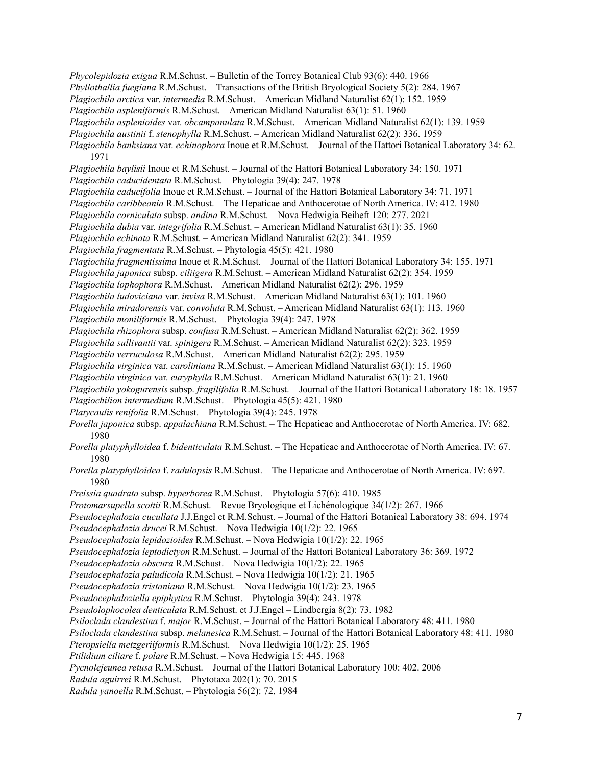*Phycolepidozia exigua* R.M.Schust. – Bulletin of the Torrey Botanical Club 93(6): 440. 1966
*Phyllothallia fuegiana* R.M.Schust. – Transactions of the British Bryological Society 5(2): 284. 1967
*Plagiochila arctica* var. *intermedia* R.M.Schust. – American Midland Naturalist 62(1): 152. 1959
*Plagiochila aspleniformis* R.M.Schust. – American Midland Naturalist 63(1): 51. 1960
*Plagiochila asplenioides* var. *obcampanulata* R.M.Schust. – American Midland Naturalist 62(1): 139. 1959
*Plagiochila austinii* f. *stenophylla* R.M.Schust. – American Midland Naturalist 62(2): 336. 1959
*Plagiochila banksiana* var. *echinophora* Inoue et R.M.Schust. – Journal of the Hattori Botanical Laboratory 34: 62. 1971
*Plagiochila baylisii* Inoue et R.M.Schust. – Journal of the Hattori Botanical Laboratory 34: 150. 1971
*Plagiochila caducidentata* R.M.Schust. – Phytologia 39(4): 247. 1978
*Plagiochila caducifolia* Inoue et R.M.Schust. – Journal of the Hattori Botanical Laboratory 34: 71. 1971
*Plagiochila caribbeania* R.M.Schust. – The Hepaticae and Anthocerotae of North America. IV: 412. 1980
*Plagiochila corniculata* subsp. *andina* R.M.Schust. – Nova Hedwigia Beiheft 120: 277. 2021
*Plagiochila dubia* var. *integrifolia* R.M.Schust. – American Midland Naturalist 63(1): 35. 1960
*Plagiochila echinata* R.M.Schust. – American Midland Naturalist 62(2): 341. 1959
*Plagiochila fragmentata* R.M.Schust. – Phytologia 45(5): 421. 1980
*Plagiochila fragmentissima* Inoue et R.M.Schust. – Journal of the Hattori Botanical Laboratory 34: 155. 1971
*Plagiochila japonica* subsp. *ciliigera* R.M.Schust. – American Midland Naturalist 62(2): 354. 1959
*Plagiochila lophophora* R.M.Schust. – American Midland Naturalist 62(2): 296. 1959
*Plagiochila ludoviciana* var. *invisa* R.M.Schust. – American Midland Naturalist 63(1): 101. 1960
*Plagiochila miradorensis* var. *convoluta* R.M.Schust. – American Midland Naturalist 63(1): 113. 1960
*Plagiochila moniliformis* R.M.Schust. – Phytologia 39(4): 247. 1978
*Plagiochila rhizophora* subsp. *confusa* R.M.Schust. – American Midland Naturalist 62(2): 362. 1959
*Plagiochila sullivantii* var. *spinigera* R.M.Schust. – American Midland Naturalist 62(2): 323. 1959
*Plagiochila verruculosa* R.M.Schust. – American Midland Naturalist 62(2): 295. 1959
*Plagiochila virginica* var. *caroliniana* R.M.Schust. – American Midland Naturalist 63(1): 15. 1960
*Plagiochila virginica* var. *euryphylla* R.M.Schust. – American Midland Naturalist 63(1): 21. 1960
*Plagiochila yokogurensis* subsp. *fragilifolia* R.M.Schust. – Journal of the Hattori Botanical Laboratory 18: 18. 1957
*Plagiochilion intermedium* R.M.Schust. – Phytologia 45(5): 421. 1980
*Platycaulis renifolia* R.M.Schust. – Phytologia 39(4): 245. 1978
*Porella japonica* subsp. *appalachiana* R.M.Schust. – The Hepaticae and Anthocerotae of North America. IV: 682. 1980
*Porella platyphylloidea* f. *bidenticulata* R.M.Schust. – The Hepaticae and Anthocerotae of North America. IV: 67. 1980
*Porella platyphylloidea* f. *radulopsis* R.M.Schust. – The Hepaticae and Anthocerotae of North America. IV: 697. 1980
*Preissia quadrata* subsp. *hyperborea* R.M.Schust. – Phytologia 57(6): 410. 1985
*Protomarsupella scottii* R.M.Schust. – Revue Bryologique et Lichénologique 34(1/2): 267. 1966
*Pseudocephalozia cucullata* J.J.Engel et R.M.Schust. – Journal of the Hattori Botanical Laboratory 38: 694. 1974
*Pseudocephalozia drucei* R.M.Schust. – Nova Hedwigia 10(1/2): 22. 1965
*Pseudocephalozia lepidozioides* R.M.Schust. – Nova Hedwigia 10(1/2): 22. 1965
*Pseudocephalozia leptodictyon* R.M.Schust. – Journal of the Hattori Botanical Laboratory 36: 369. 1972
*Pseudocephalozia obscura* R.M.Schust. – Nova Hedwigia 10(1/2): 22. 1965
*Pseudocephalozia paludicola* R.M.Schust. – Nova Hedwigia 10(1/2): 21. 1965
*Pseudocephalozia tristaniana* R.M.Schust. – Nova Hedwigia 10(1/2): 23. 1965
*Pseudocephaloziella epiphytica* R.M.Schust. – Phytologia 39(4): 243. 1978
*Pseudolophocolea denticulata* R.M.Schust. et J.J.Engel – Lindbergia 8(2): 73. 1982
*Psiloclada clandestina* f. *major* R.M.Schust. – Journal of the Hattori Botanical Laboratory 48: 411. 1980
*Psiloclada clandestina* subsp. *melanesica* R.M.Schust. – Journal of the Hattori Botanical Laboratory 48: 411. 1980
*Pteropsiella metzgeriiformis* R.M.Schust. – Nova Hedwigia 10(1/2): 25. 1965
*Ptilidium ciliare* f. *polare* R.M.Schust. – Nova Hedwigia 15: 445. 1968
*Pycnolejeunea retusa* R.M.Schust. – Journal of the Hattori Botanical Laboratory 100: 402. 2006
*Radula aguirrei* R.M.Schust. – Phytotaxa 202(1): 70. 2015
*Radula yanoella* R.M.Schust. – Phytologia 56(2): 72. 1984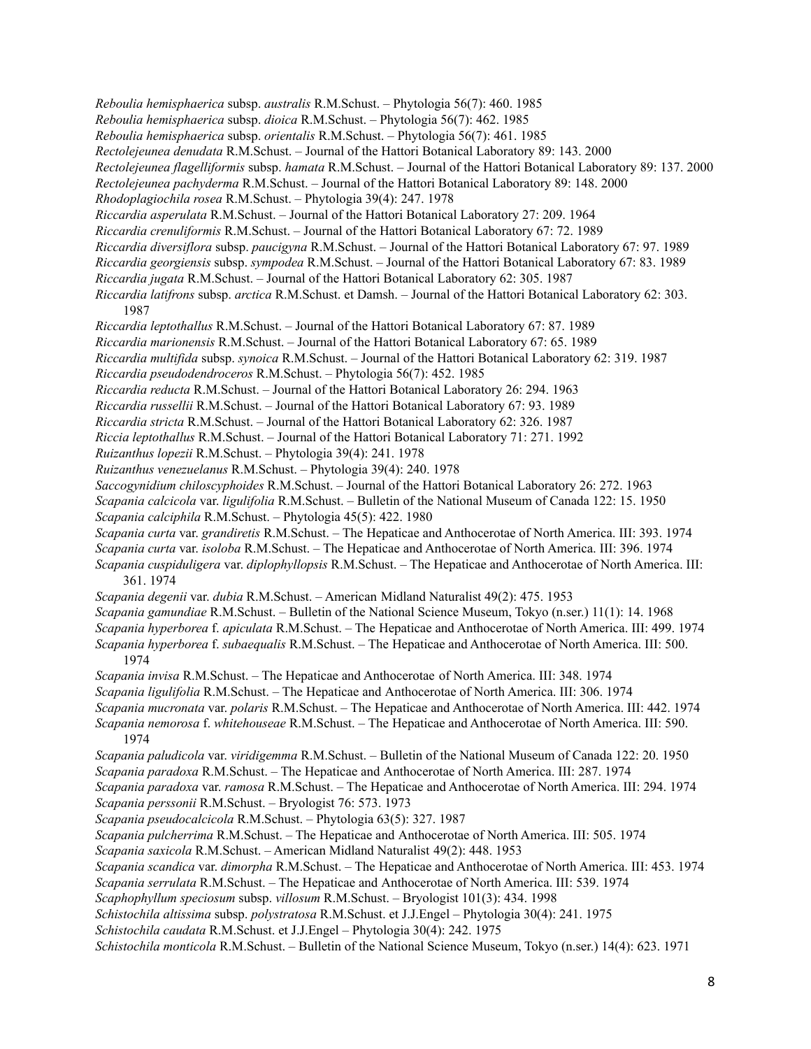*Reboulia hemisphaerica* subsp. *australis* R.M.Schust. – Phytologia 56(7): 460. 1985
*Reboulia hemisphaerica* subsp. *dioica* R.M.Schust. – Phytologia 56(7): 462. 1985
*Reboulia hemisphaerica* subsp. *orientalis* R.M.Schust. – Phytologia 56(7): 461. 1985
*Rectolejeunea denudata* R.M.Schust. – Journal of the Hattori Botanical Laboratory 89: 143. 2000
*Rectolejeunea flagelliformis* subsp. *hamata* R.M.Schust. – Journal of the Hattori Botanical Laboratory 89: 137. 2000
*Rectolejeunea pachyderma* R.M.Schust. – Journal of the Hattori Botanical Laboratory 89: 148. 2000
*Rhodoplagiochila rosea* R.M.Schust. – Phytologia 39(4): 247. 1978
*Riccardia asperulata* R.M.Schust. – Journal of the Hattori Botanical Laboratory 27: 209. 1964
*Riccardia crenuliformis* R.M.Schust. – Journal of the Hattori Botanical Laboratory 67: 72. 1989
*Riccardia diversiflora* subsp. *paucigyna* R.M.Schust. – Journal of the Hattori Botanical Laboratory 67: 97. 1989
*Riccardia georgiensis* subsp. *sympodea* R.M.Schust. – Journal of the Hattori Botanical Laboratory 67: 83. 1989
*Riccardia jugata* R.M.Schust. – Journal of the Hattori Botanical Laboratory 62: 305. 1987
*Riccardia latifrons* subsp. *arctica* R.M.Schust. et Damsh. – Journal of the Hattori Botanical Laboratory 62: 303. 1987
*Riccardia leptothallus* R.M.Schust. – Journal of the Hattori Botanical Laboratory 67: 87. 1989
*Riccardia marionensis* R.M.Schust. – Journal of the Hattori Botanical Laboratory 67: 65. 1989
*Riccardia multifida* subsp. *synoica* R.M.Schust. – Journal of the Hattori Botanical Laboratory 62: 319. 1987
*Riccardia pseudodendroceros* R.M.Schust. – Phytologia 56(7): 452. 1985
*Riccardia reducta* R.M.Schust. – Journal of the Hattori Botanical Laboratory 26: 294. 1963
*Riccardia russellii* R.M.Schust. – Journal of the Hattori Botanical Laboratory 67: 93. 1989
*Riccardia stricta* R.M.Schust. – Journal of the Hattori Botanical Laboratory 62: 326. 1987
*Riccia leptothallus* R.M.Schust. – Journal of the Hattori Botanical Laboratory 71: 271. 1992
*Ruizanthus lopezii* R.M.Schust. – Phytologia 39(4): 241. 1978
*Ruizanthus venezuelanus* R.M.Schust. – Phytologia 39(4): 240. 1978
*Saccogynidium chiloscyphoides* R.M.Schust. – Journal of the Hattori Botanical Laboratory 26: 272. 1963
*Scapania calcicola* var. *ligulifolia* R.M.Schust. – Bulletin of the National Museum of Canada 122: 15. 1950
*Scapania calciphila* R.M.Schust. – Phytologia 45(5): 422. 1980
*Scapania curta* var. *grandiretis* R.M.Schust. – The Hepaticae and Anthocerotae of North America. III: 393. 1974
*Scapania curta* var. *isoloba* R.M.Schust. – The Hepaticae and Anthocerotae of North America. III: 396. 1974
*Scapania cuspiduligera* var. *diplophyllopsis* R.M.Schust. – The Hepaticae and Anthocerotae of North America. III: 361. 1974
*Scapania degenii* var. *dubia* R.M.Schust. – American Midland Naturalist 49(2): 475. 1953
*Scapania gamundiae* R.M.Schust. – Bulletin of the National Science Museum, Tokyo (n.ser.) 11(1): 14. 1968
*Scapania hyperborea* f. *apiculata* R.M.Schust. – The Hepaticae and Anthocerotae of North America. III: 499. 1974
*Scapania hyperborea* f. *subaequalis* R.M.Schust. – The Hepaticae and Anthocerotae of North America. III: 500. 1974
*Scapania invisa* R.M.Schust. – The Hepaticae and Anthocerotae of North America. III: 348. 1974
*Scapania ligulifolia* R.M.Schust. – The Hepaticae and Anthocerotae of North America. III: 306. 1974
*Scapania mucronata* var. *polaris* R.M.Schust. – The Hepaticae and Anthocerotae of North America. III: 442. 1974
*Scapania nemorosa* f. *whitehouseae* R.M.Schust. – The Hepaticae and Anthocerotae of North America. III: 590. 1974
*Scapania paludicola* var. *viridigemma* R.M.Schust. – Bulletin of the National Museum of Canada 122: 20. 1950
*Scapania paradoxa* R.M.Schust. – The Hepaticae and Anthocerotae of North America. III: 287. 1974
*Scapania paradoxa* var. *ramosa* R.M.Schust. – The Hepaticae and Anthocerotae of North America. III: 294. 1974
*Scapania perssonii* R.M.Schust. – Bryologist 76: 573. 1973
*Scapania pseudocalcicola* R.M.Schust. – Phytologia 63(5): 327. 1987
*Scapania pulcherrima* R.M.Schust. – The Hepaticae and Anthocerotae of North America. III: 505. 1974
*Scapania saxicola* R.M.Schust. – American Midland Naturalist 49(2): 448. 1953
*Scapania scandica* var. *dimorpha* R.M.Schust. – The Hepaticae and Anthocerotae of North America. III: 453. 1974
*Scapania serrulata* R.M.Schust. – The Hepaticae and Anthocerotae of North America. III: 539. 1974
*Scaphophyllum speciosum* subsp. *villosum* R.M.Schust. – Bryologist 101(3): 434. 1998
*Schistochila altissima* subsp. *polystratosa* R.M.Schust. et J.J.Engel – Phytologia 30(4): 241. 1975
*Schistochila caudata* R.M.Schust. et J.J.Engel – Phytologia 30(4): 242. 1975
*Schistochila monticola* R.M.Schust. – Bulletin of the National Science Museum, Tokyo (n.ser.) 14(4): 623. 1971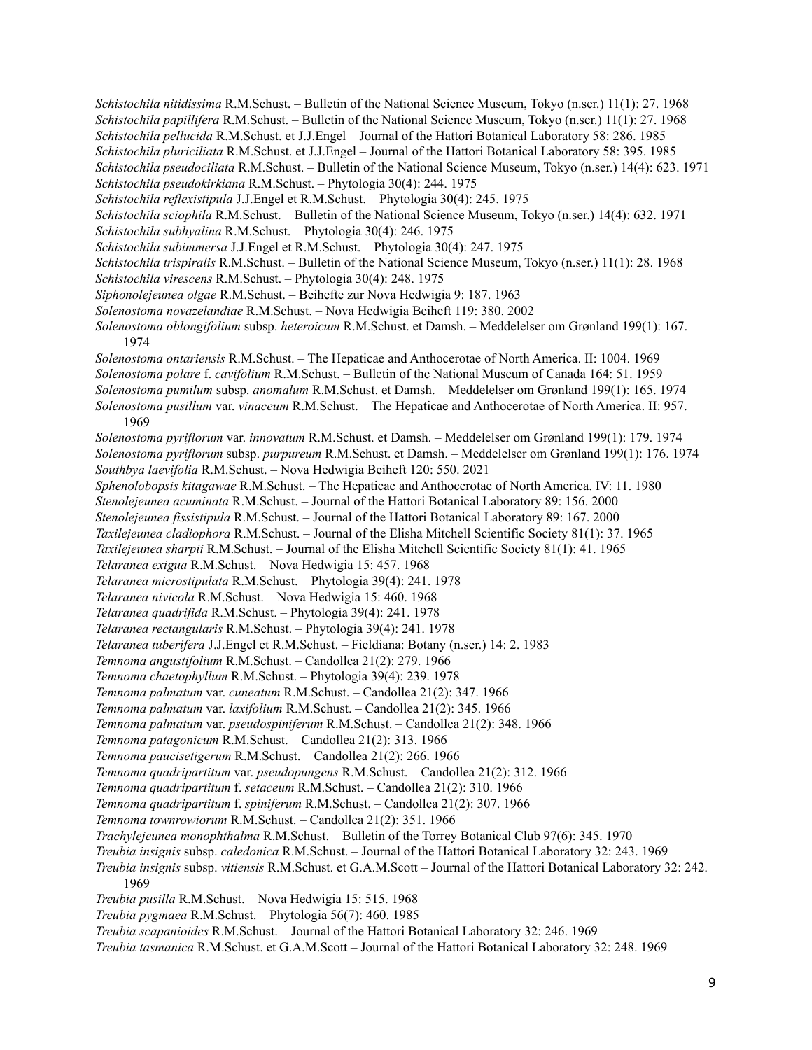*Schistochila nitidissima* R.M.Schust. – Bulletin of the National Science Museum, Tokyo (n.ser.) 11(1): 27. 1968
*Schistochila papillifera* R.M.Schust. – Bulletin of the National Science Museum, Tokyo (n.ser.) 11(1): 27. 1968
*Schistochila pellucida* R.M.Schust. et J.J.Engel – Journal of the Hattori Botanical Laboratory 58: 286. 1985
*Schistochila pluriciliata* R.M.Schust. et J.J.Engel – Journal of the Hattori Botanical Laboratory 58: 395. 1985
*Schistochila pseudociliata* R.M.Schust. – Bulletin of the National Science Museum, Tokyo (n.ser.) 14(4): 623. 1971
*Schistochila pseudokirkiana* R.M.Schust. – Phytologia 30(4): 244. 1975
*Schistochila reflexistipula* J.J.Engel et R.M.Schust. – Phytologia 30(4): 245. 1975
*Schistochila sciophila* R.M.Schust. – Bulletin of the National Science Museum, Tokyo (n.ser.) 14(4): 632. 1971
*Schistochila subhyalina* R.M.Schust. – Phytologia 30(4): 246. 1975
*Schistochila subimmersa* J.J.Engel et R.M.Schust. – Phytologia 30(4): 247. 1975
*Schistochila trispiralis* R.M.Schust. – Bulletin of the National Science Museum, Tokyo (n.ser.) 11(1): 28. 1968
*Schistochila virescens* R.M.Schust. – Phytologia 30(4): 248. 1975
*Siphonolejeunea olgae* R.M.Schust. – Beihefte zur Nova Hedwigia 9: 187. 1963
*Solenostoma novazelandiae* R.M.Schust. – Nova Hedwigia Beiheft 119: 380. 2002
*Solenostoma oblongifolium* subsp. *heteroicum* R.M.Schust. et Damsh. – Meddelelser om Grønland 199(1): 167. 1974
*Solenostoma ontariensis* R.M.Schust. – The Hepaticae and Anthocerotae of North America. II: 1004. 1969
*Solenostoma polare* f. *cavifolium* R.M.Schust. – Bulletin of the National Museum of Canada 164: 51. 1959
*Solenostoma pumilum* subsp. *anomalum* R.M.Schust. et Damsh. – Meddelelser om Grønland 199(1): 165. 1974
*Solenostoma pusillum* var. *vinaceum* R.M.Schust. – The Hepaticae and Anthocerotae of North America. II: 957. 1969
*Solenostoma pyriflorum* var. *innovatum* R.M.Schust. et Damsh. – Meddelelser om Grønland 199(1): 179. 1974
*Solenostoma pyriflorum* subsp. *purpureum* R.M.Schust. et Damsh. – Meddelelser om Grønland 199(1): 176. 1974
*Southbya laevifolia* R.M.Schust. – Nova Hedwigia Beiheft 120: 550. 2021
*Sphenolobopsis kitagawae* R.M.Schust. – The Hepaticae and Anthocerotae of North America. IV: 11. 1980
*Stenolejeunea acuminata* R.M.Schust. – Journal of the Hattori Botanical Laboratory 89: 156. 2000
*Stenolejeunea fissistipula* R.M.Schust. – Journal of the Hattori Botanical Laboratory 89: 167. 2000
*Taxilejeunea cladiophora* R.M.Schust. – Journal of the Elisha Mitchell Scientific Society 81(1): 37. 1965
*Taxilejeunea sharpii* R.M.Schust. – Journal of the Elisha Mitchell Scientific Society 81(1): 41. 1965
*Telaranea exigua* R.M.Schust. – Nova Hedwigia 15: 457. 1968
*Telaranea microstipulata* R.M.Schust. – Phytologia 39(4): 241. 1978
*Telaranea nivicola* R.M.Schust. – Nova Hedwigia 15: 460. 1968
*Telaranea quadrifida* R.M.Schust. – Phytologia 39(4): 241. 1978
*Telaranea rectangularis* R.M.Schust. – Phytologia 39(4): 241. 1978
*Telaranea tuberifera* J.J.Engel et R.M.Schust. – Fieldiana: Botany (n.ser.) 14: 2. 1983
*Temnoma angustifolium* R.M.Schust. – Candollea 21(2): 279. 1966
*Temnoma chaetophyllum* R.M.Schust. – Phytologia 39(4): 239. 1978
*Temnoma palmatum* var. *cuneatum* R.M.Schust. – Candollea 21(2): 347. 1966
*Temnoma palmatum* var. *laxifolium* R.M.Schust. – Candollea 21(2): 345. 1966
*Temnoma palmatum* var. *pseudospiniferum* R.M.Schust. – Candollea 21(2): 348. 1966
*Temnoma patagonicum* R.M.Schust. – Candollea 21(2): 313. 1966
*Temnoma paucisetigerum* R.M.Schust. – Candollea 21(2): 266. 1966
*Temnoma quadripartitum* var. *pseudopungens* R.M.Schust. – Candollea 21(2): 312. 1966
*Temnoma quadripartitum* f. *setaceum* R.M.Schust. – Candollea 21(2): 310. 1966
*Temnoma quadripartitum* f. *spiniferum* R.M.Schust. – Candollea 21(2): 307. 1966
*Temnoma townrowiorum* R.M.Schust. – Candollea 21(2): 351. 1966
*Trachylejeunea monophthalma* R.M.Schust. – Bulletin of the Torrey Botanical Club 97(6): 345. 1970
*Treubia insignis* subsp. *caledonica* R.M.Schust. – Journal of the Hattori Botanical Laboratory 32: 243. 1969
*Treubia insignis* subsp. *vitiensis* R.M.Schust. et G.A.M.Scott – Journal of the Hattori Botanical Laboratory 32: 242. 1969
*Treubia pusilla* R.M.Schust. – Nova Hedwigia 15: 515. 1968
*Treubia pygmaea* R.M.Schust. – Phytologia 56(7): 460. 1985
*Treubia scapanioides* R.M.Schust. – Journal of the Hattori Botanical Laboratory 32: 246. 1969
*Treubia tasmanica* R.M.Schust. et G.A.M.Scott – Journal of the Hattori Botanical Laboratory 32: 248. 1969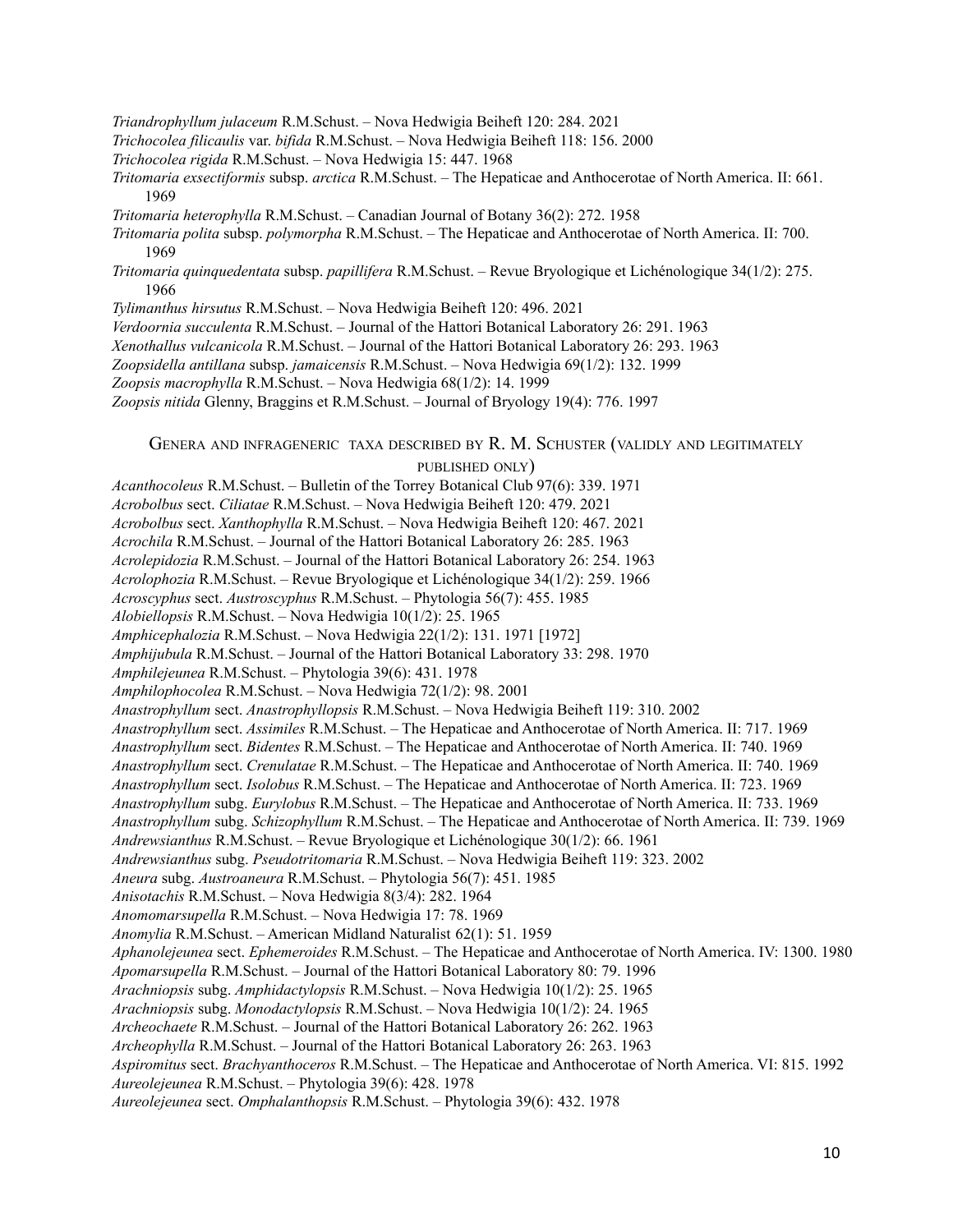*Triandrophyllum julaceum* R.M.Schust. – Nova Hedwigia Beiheft 120: 284. 2021
*Trichocolea filicaulis* var. *bifida* R.M.Schust. – Nova Hedwigia Beiheft 118: 156. 2000
*Trichocolea rigida* R.M.Schust. – Nova Hedwigia 15: 447. 1968
*Tritomaria exsectiformis* subsp. *arctica* R.M.Schust. – The Hepaticae and Anthocerotae of North America. II: 661. 1969
*Tritomaria heterophylla* R.M.Schust. – Canadian Journal of Botany 36(2): 272. 1958
*Tritomaria polita* subsp. *polymorpha* R.M.Schust. – The Hepaticae and Anthocerotae of North America. II: 700. 1969
*Tritomaria quinquedentata* subsp. *papillifera* R.M.Schust. – Revue Bryologique et Lichénologique 34(1/2): 275. 1966
*Tylimanthus hirsutus* R.M.Schust. – Nova Hedwigia Beiheft 120: 496. 2021
*Verdoornia succulenta* R.M.Schust. – Journal of the Hattori Botanical Laboratory 26: 291. 1963
*Xenothallus vulcanicola* R.M.Schust. – Journal of the Hattori Botanical Laboratory 26: 293. 1963
*Zoopsidella antillana* subsp. *jamaicensis* R.M.Schust. – Nova Hedwigia 69(1/2): 132. 1999
*Zoopsis macrophylla* R.M.Schust. – Nova Hedwigia 68(1/2): 14. 1999
*Zoopsis nitida* Glenny, Braggins et R.M.Schust. – Journal of Bryology 19(4): 776. 1997

## Genera and infrageneric taxa described by R. M. Schuster (validly and legitimately published only)

*Acanthocoleus* R.M.Schust. – Bulletin of the Torrey Botanical Club 97(6): 339. 1971
*Acrobolbus* sect. *Ciliatae* R.M.Schust. – Nova Hedwigia Beiheft 120: 479. 2021
*Acrobolbus* sect. *Xanthophylla* R.M.Schust. – Nova Hedwigia Beiheft 120: 467. 2021
*Acrochila* R.M.Schust. – Journal of the Hattori Botanical Laboratory 26: 285. 1963
*Acrolepidozia* R.M.Schust. – Journal of the Hattori Botanical Laboratory 26: 254. 1963
*Acrolophozia* R.M.Schust. – Revue Bryologique et Lichénologique 34(1/2): 259. 1966
*Acroscyphus* sect. *Austroscyphus* R.M.Schust. – Phytologia 56(7): 455. 1985
*Alobiellopsis* R.M.Schust. – Nova Hedwigia 10(1/2): 25. 1965
*Amphicephalozia* R.M.Schust. – Nova Hedwigia 22(1/2): 131. 1971 [1972]
*Amphijubula* R.M.Schust. – Journal of the Hattori Botanical Laboratory 33: 298. 1970
*Amphilejeunea* R.M.Schust. – Phytologia 39(6): 431. 1978
*Amphilophocolea* R.M.Schust. – Nova Hedwigia 72(1/2): 98. 2001
*Anastrophyllum* sect. *Anastrophyllopsis* R.M.Schust. – Nova Hedwigia Beiheft 119: 310. 2002
*Anastrophyllum* sect. *Assimiles* R.M.Schust. – The Hepaticae and Anthocerotae of North America. II: 717. 1969
*Anastrophyllum* sect. *Bidentes* R.M.Schust. – The Hepaticae and Anthocerotae of North America. II: 740. 1969
*Anastrophyllum* sect. *Crenulatae* R.M.Schust. – The Hepaticae and Anthocerotae of North America. II: 740. 1969
*Anastrophyllum* sect. *Isolobus* R.M.Schust. – The Hepaticae and Anthocerotae of North America. II: 723. 1969
*Anastrophyllum* subg. *Eurylobus* R.M.Schust. – The Hepaticae and Anthocerotae of North America. II: 733. 1969
*Anastrophyllum* subg. *Schizophyllum* R.M.Schust. – The Hepaticae and Anthocerotae of North America. II: 739. 1969
*Andrewsianthus* R.M.Schust. – Revue Bryologique et Lichénologique 30(1/2): 66. 1961
*Andrewsianthus* subg. *Pseudotritomaria* R.M.Schust. – Nova Hedwigia Beiheft 119: 323. 2002
*Aneura* subg. *Austroaneura* R.M.Schust. – Phytologia 56(7): 451. 1985
*Anisotachis* R.M.Schust. – Nova Hedwigia 8(3/4): 282. 1964
*Anomomarsupella* R.M.Schust. – Nova Hedwigia 17: 78. 1969
*Anomylia* R.M.Schust. – American Midland Naturalist 62(1): 51. 1959
*Aphanolejeunea* sect. *Ephemeroides* R.M.Schust. – The Hepaticae and Anthocerotae of North America. IV: 1300. 1980
*Apomarsupella* R.M.Schust. – Journal of the Hattori Botanical Laboratory 80: 79. 1996
*Arachniopsis* subg. *Amphidactylopsis* R.M.Schust. – Nova Hedwigia 10(1/2): 25. 1965
*Arachniopsis* subg. *Monodactylopsis* R.M.Schust. – Nova Hedwigia 10(1/2): 24. 1965
*Archeochaete* R.M.Schust. – Journal of the Hattori Botanical Laboratory 26: 262. 1963
*Archeophylla* R.M.Schust. – Journal of the Hattori Botanical Laboratory 26: 263. 1963
*Aspiromitus* sect. *Brachyanthoceros* R.M.Schust. – The Hepaticae and Anthocerotae of North America. VI: 815. 1992
*Aureolejeunea* R.M.Schust. – Phytologia 39(6): 428. 1978
*Aureolejeunea* sect. *Omphalanthopsis* R.M.Schust. – Phytologia 39(6): 432. 1978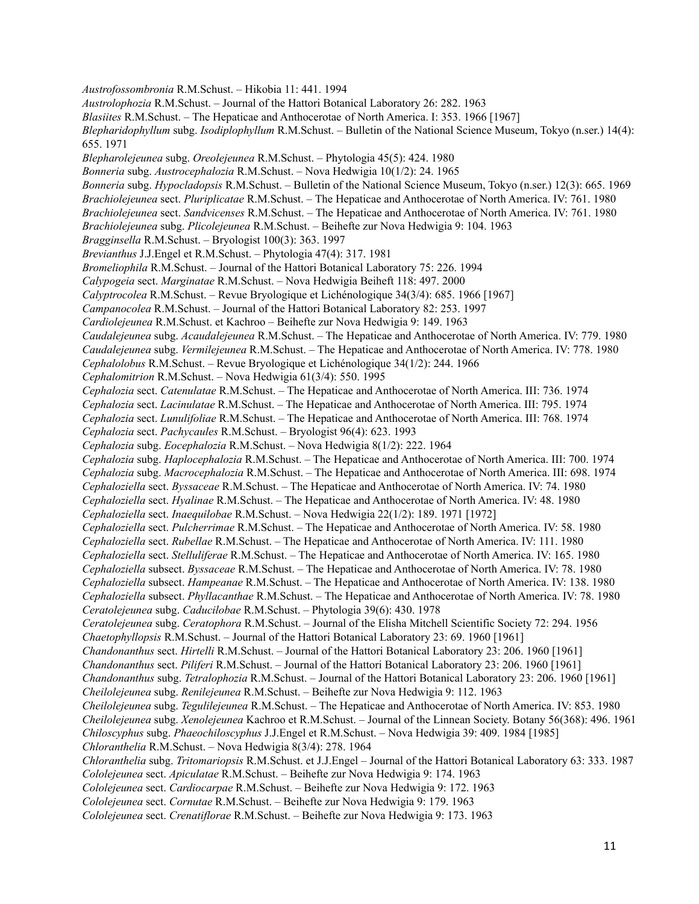*Austrofossombronia* R.M.Schust. – Hikobia 11: 441. 1994
*Austrolophozia* R.M.Schust. – Journal of the Hattori Botanical Laboratory 26: 282. 1963
*Blasiites* R.M.Schust. – The Hepaticae and Anthocerotae of North America. I: 353. 1966 [1967]
*Blepharidophyllum* subg. *Isodiplophyllum* R.M.Schust. – Bulletin of the National Science Museum, Tokyo (n.ser.) 14(4): 655. 1971
*Blepharolejeunea* subg. *Oreolejeunea* R.M.Schust. – Phytologia 45(5): 424. 1980
*Bonneria* subg. *Austrocephalozia* R.M.Schust. – Nova Hedwigia 10(1/2): 24. 1965
*Bonneria* subg. *Hypocladopsis* R.M.Schust. – Bulletin of the National Science Museum, Tokyo (n.ser.) 12(3): 665. 1969
*Brachiolejeunea* sect. *Pluriplicatae* R.M.Schust. – The Hepaticae and Anthocerotae of North America. IV: 761. 1980
*Brachiolejeunea* sect. *Sandvicenses* R.M.Schust. – The Hepaticae and Anthocerotae of North America. IV: 761. 1980
*Brachiolejeunea* subg. *Plicolejeunea* R.M.Schust. – Beihefte zur Nova Hedwigia 9: 104. 1963
*Bragginsella* R.M.Schust. – Bryologist 100(3): 363. 1997
*Brevianthus* J.J.Engel et R.M.Schust. – Phytologia 47(4): 317. 1981
*Bromeliophila* R.M.Schust. – Journal of the Hattori Botanical Laboratory 75: 226. 1994
*Calypogeia* sect. *Marginatae* R.M.Schust. – Nova Hedwigia Beiheft 118: 497. 2000
*Calyptrocolea* R.M.Schust. – Revue Bryologique et Lichénologique 34(3/4): 685. 1966 [1967]
*Campanocolea* R.M.Schust. – Journal of the Hattori Botanical Laboratory 82: 253. 1997
*Cardiolejeunea* R.M.Schust. et Kachroo – Beihefte zur Nova Hedwigia 9: 149. 1963
*Caudalejeunea* subg. *Acaudalejeunea* R.M.Schust. – The Hepaticae and Anthocerotae of North America. IV: 779. 1980
*Caudalejeunea* subg. *Vermilejeunea* R.M.Schust. – The Hepaticae and Anthocerotae of North America. IV: 778. 1980
*Cephalolobus* R.M.Schust. – Revue Bryologique et Lichénologique 34(1/2): 244. 1966
*Cephalomitrion* R.M.Schust. – Nova Hedwigia 61(3/4): 550. 1995
*Cephalozia* sect. *Catenulatae* R.M.Schust. – The Hepaticae and Anthocerotae of North America. III: 736. 1974
*Cephalozia* sect. *Lacinulatae* R.M.Schust. – The Hepaticae and Anthocerotae of North America. III: 795. 1974
*Cephalozia* sect. *Lunulifoliae* R.M.Schust. – The Hepaticae and Anthocerotae of North America. III: 768. 1974
*Cephalozia* sect. *Pachycaules* R.M.Schust. – Bryologist 96(4): 623. 1993
*Cephalozia* subg. *Eocephalozia* R.M.Schust. – Nova Hedwigia 8(1/2): 222. 1964
*Cephalozia* subg. *Haplocephalozia* R.M.Schust. – The Hepaticae and Anthocerotae of North America. III: 700. 1974
*Cephalozia* subg. *Macrocephalozia* R.M.Schust. – The Hepaticae and Anthocerotae of North America. III: 698. 1974
*Cephaloziella* sect. *Byssaceae* R.M.Schust. – The Hepaticae and Anthocerotae of North America. IV: 74. 1980
*Cephaloziella* sect. *Hyalinae* R.M.Schust. – The Hepaticae and Anthocerotae of North America. IV: 48. 1980
*Cephaloziella* sect. *Inaequilobae* R.M.Schust. – Nova Hedwigia 22(1/2): 189. 1971 [1972]
*Cephaloziella* sect. *Pulcherrimae* R.M.Schust. – The Hepaticae and Anthocerotae of North America. IV: 58. 1980
*Cephaloziella* sect. *Rubellae* R.M.Schust. – The Hepaticae and Anthocerotae of North America. IV: 111. 1980
*Cephaloziella* sect. *Stelluliferae* R.M.Schust. – The Hepaticae and Anthocerotae of North America. IV: 165. 1980
*Cephaloziella* subsect. *Byssaceae* R.M.Schust. – The Hepaticae and Anthocerotae of North America. IV: 78. 1980
*Cephaloziella* subsect. *Hampeanae* R.M.Schust. – The Hepaticae and Anthocerotae of North America. IV: 138. 1980
*Cephaloziella* subsect. *Phyllacanthae* R.M.Schust. – The Hepaticae and Anthocerotae of North America. IV: 78. 1980
*Ceratolejeunea* subg. *Caducilobae* R.M.Schust. – Phytologia 39(6): 430. 1978
*Ceratolejeunea* subg. *Ceratophora* R.M.Schust. – Journal of the Elisha Mitchell Scientific Society 72: 294. 1956
*Chaetophyllopsis* R.M.Schust. – Journal of the Hattori Botanical Laboratory 23: 69. 1960 [1961]
*Chandonanthus* sect. *Hirtelli* R.M.Schust. – Journal of the Hattori Botanical Laboratory 23: 206. 1960 [1961]
*Chandonanthus* sect. *Piliferi* R.M.Schust. – Journal of the Hattori Botanical Laboratory 23: 206. 1960 [1961]
*Chandonanthus* subg. *Tetralophozia* R.M.Schust. – Journal of the Hattori Botanical Laboratory 23: 206. 1960 [1961]
*Cheilolejeunea* subg. *Renilejeunea* R.M.Schust. – Beihefte zur Nova Hedwigia 9: 112. 1963
*Cheilolejeunea* subg. *Tegulilejeunea* R.M.Schust. – The Hepaticae and Anthocerotae of North America. IV: 853. 1980
*Cheilolejeunea* subg. *Xenolejeunea* Kachroo et R.M.Schust. – Journal of the Linnean Society. Botany 56(368): 496. 1961
*Chiloscyphus* subg. *Phaeochiloscyphus* J.J.Engel et R.M.Schust. – Nova Hedwigia 39: 409. 1984 [1985]
*Chloranthelia* R.M.Schust. – Nova Hedwigia 8(3/4): 278. 1964
*Chloranthelia* subg. *Tritomariopsis* R.M.Schust. et J.J.Engel – Journal of the Hattori Botanical Laboratory 63: 333. 1987
*Cololejeunea* sect. *Apiculatae* R.M.Schust. – Beihefte zur Nova Hedwigia 9: 174. 1963
*Cololejeunea* sect. *Cardiocarpae* R.M.Schust. – Beihefte zur Nova Hedwigia 9: 172. 1963
*Cololejeunea* sect. *Cornutae* R.M.Schust. – Beihefte zur Nova Hedwigia 9: 179. 1963
*Cololejeunea* sect. *Crenatiflorae* R.M.Schust. – Beihefte zur Nova Hedwigia 9: 173. 1963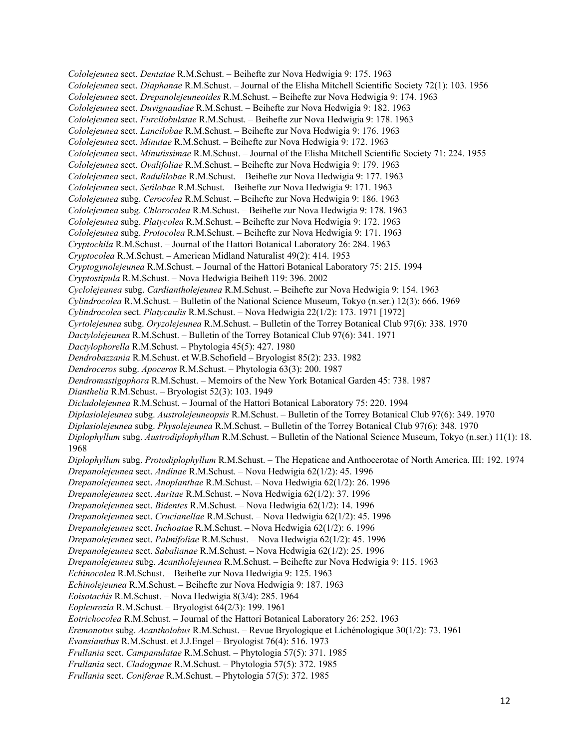*Cololejeunea* sect. *Dentatae* R.M.Schust. – Beihefte zur Nova Hedwigia 9: 175. 1963
*Cololejeunea* sect. *Diaphanae* R.M.Schust. – Journal of the Elisha Mitchell Scientific Society 72(1): 103. 1956
*Cololejeunea* sect. *Drepanolejeuneoides* R.M.Schust. – Beihefte zur Nova Hedwigia 9: 174. 1963
*Cololejeunea* sect. *Duvignaudiae* R.M.Schust. – Beihefte zur Nova Hedwigia 9: 182. 1963
*Cololejeunea* sect. *Furcilobulatae* R.M.Schust. – Beihefte zur Nova Hedwigia 9: 178. 1963
*Cololejeunea* sect. *Lancilobae* R.M.Schust. – Beihefte zur Nova Hedwigia 9: 176. 1963
*Cololejeunea* sect. *Minutae* R.M.Schust. – Beihefte zur Nova Hedwigia 9: 172. 1963
*Cololejeunea* sect. *Minutissimae* R.M.Schust. – Journal of the Elisha Mitchell Scientific Society 71: 224. 1955
*Cololejeunea* sect. *Ovalifoliae* R.M.Schust. – Beihefte zur Nova Hedwigia 9: 179. 1963
*Cololejeunea* sect. *Radulilobae* R.M.Schust. – Beihefte zur Nova Hedwigia 9: 177. 1963
*Cololejeunea* sect. *Setilobae* R.M.Schust. – Beihefte zur Nova Hedwigia 9: 171. 1963
*Cololejeunea* subg. *Cerocolea* R.M.Schust. – Beihefte zur Nova Hedwigia 9: 186. 1963
*Cololejeunea* subg. *Chlorocolea* R.M.Schust. – Beihefte zur Nova Hedwigia 9: 178. 1963
*Cololejeunea* subg. *Platycolea* R.M.Schust. – Beihefte zur Nova Hedwigia 9: 172. 1963
*Cololejeunea* subg. *Protocolea* R.M.Schust. – Beihefte zur Nova Hedwigia 9: 171. 1963
*Cryptochila* R.M.Schust. – Journal of the Hattori Botanical Laboratory 26: 284. 1963
*Cryptocolea* R.M.Schust. – American Midland Naturalist 49(2): 414. 1953
*Cryptogynolejeunea* R.M.Schust. – Journal of the Hattori Botanical Laboratory 75: 215. 1994
*Cryptostipula* R.M.Schust. – Nova Hedwigia Beiheft 119: 396. 2002
*Cyclolejeunea* subg. *Cardiantholejeunea* R.M.Schust. – Beihefte zur Nova Hedwigia 9: 154. 1963
*Cylindrocolea* R.M.Schust. – Bulletin of the National Science Museum, Tokyo (n.ser.) 12(3): 666. 1969
*Cylindrocolea* sect. *Platycaulis* R.M.Schust. – Nova Hedwigia 22(1/2): 173. 1971 [1972]
*Cyrtolejeunea* subg. *Oryzolejeunea* R.M.Schust. – Bulletin of the Torrey Botanical Club 97(6): 338. 1970
*Dactylolejeunea* R.M.Schust. – Bulletin of the Torrey Botanical Club 97(6): 341. 1971
*Dactylophorella* R.M.Schust. – Phytologia 45(5): 427. 1980
*Dendrobazzania* R.M.Schust. et W.B.Schofield – Bryologist 85(2): 233. 1982
*Dendroceros* subg. *Apoceros* R.M.Schust. – Phytologia 63(3): 200. 1987
*Dendromastigophora* R.M.Schust. – Memoirs of the New York Botanical Garden 45: 738. 1987
*Dianthelia* R.M.Schust. – Bryologist 52(3): 103. 1949
*Dicladolejeunea* R.M.Schust. – Journal of the Hattori Botanical Laboratory 75: 220. 1994
*Diplasiolejeunea* subg. *Austrolejeuneopsis* R.M.Schust. – Bulletin of the Torrey Botanical Club 97(6): 349. 1970
*Diplasiolejeunea* subg. *Physolejeunea* R.M.Schust. – Bulletin of the Torrey Botanical Club 97(6): 348. 1970
*Diplophyllum* subg. *Austrodiplophyllum* R.M.Schust. – Bulletin of the National Science Museum, Tokyo (n.ser.) 11(1): 18. 1968
*Diplophyllum* subg. *Protodiplophyllum* R.M.Schust. – The Hepaticae and Anthocerotae of North America. III: 192. 1974
*Drepanolejeunea* sect. *Andinae* R.M.Schust. – Nova Hedwigia 62(1/2): 45. 1996
*Drepanolejeunea* sect. *Anoplanthae* R.M.Schust. – Nova Hedwigia 62(1/2): 26. 1996
*Drepanolejeunea* sect. *Auritae* R.M.Schust. – Nova Hedwigia 62(1/2): 37. 1996
*Drepanolejeunea* sect. *Bidentes* R.M.Schust. – Nova Hedwigia 62(1/2): 14. 1996
*Drepanolejeunea* sect. *Crucianellae* R.M.Schust. – Nova Hedwigia 62(1/2): 45. 1996
*Drepanolejeunea* sect. *Inchoatae* R.M.Schust. – Nova Hedwigia 62(1/2): 6. 1996
*Drepanolejeunea* sect. *Palmifoliae* R.M.Schust. – Nova Hedwigia 62(1/2): 45. 1996
*Drepanolejeunea* sect. *Sabalianae* R.M.Schust. – Nova Hedwigia 62(1/2): 25. 1996
*Drepanolejeunea* subg. *Acantholejeunea* R.M.Schust. – Beihefte zur Nova Hedwigia 9: 115. 1963
*Echinocolea* R.M.Schust. – Beihefte zur Nova Hedwigia 9: 125. 1963
*Echinolejeunea* R.M.Schust. – Beihefte zur Nova Hedwigia 9: 187. 1963
*Eoisotachis* R.M.Schust. – Nova Hedwigia 8(3/4): 285. 1964
*Eopleurozia* R.M.Schust. – Bryologist 64(2/3): 199. 1961
*Eotrichocolea* R.M.Schust. – Journal of the Hattori Botanical Laboratory 26: 252. 1963
*Eremonotus* subg. *Acantholobus* R.M.Schust. – Revue Bryologique et Lichénologique 30(1/2): 73. 1961
*Evansianthus* R.M.Schust. et J.J.Engel – Bryologist 76(4): 516. 1973
*Frullania* sect. *Campanulatae* R.M.Schust. – Phytologia 57(5): 371. 1985
*Frullania* sect. *Cladogynae* R.M.Schust. – Phytologia 57(5): 372. 1985
*Frullania* sect. *Coniferae* R.M.Schust. – Phytologia 57(5): 372. 1985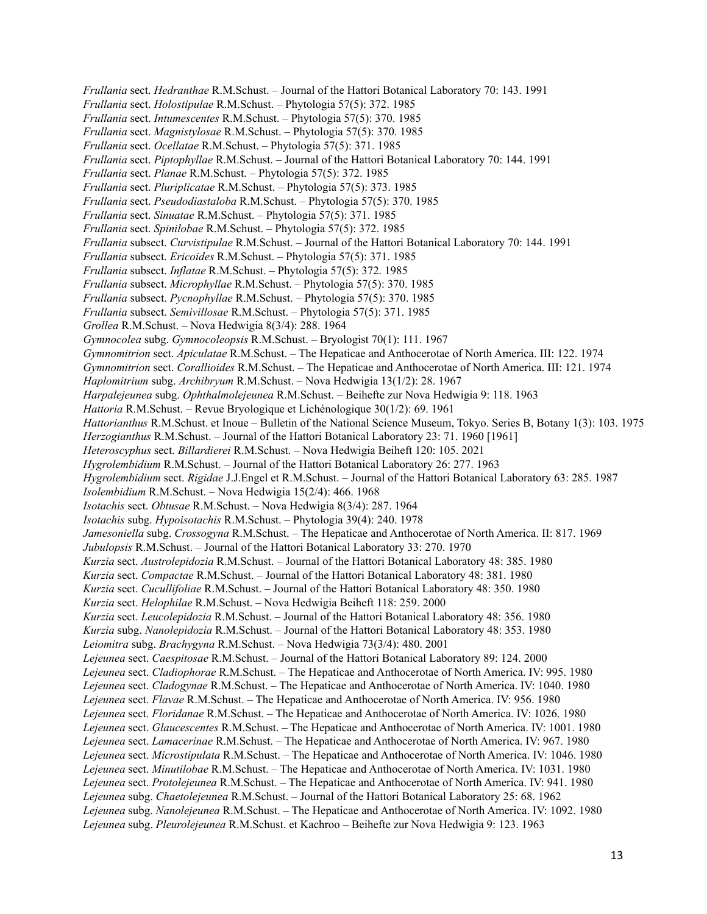*Frullania* sect. *Hedranthae* R.M.Schust. – Journal of the Hattori Botanical Laboratory 70: 143. 1991
*Frullania* sect. *Holostipulae* R.M.Schust. – Phytologia 57(5): 372. 1985
*Frullania* sect. *Intumescentes* R.M.Schust. – Phytologia 57(5): 370. 1985
*Frullania* sect. *Magnistylosae* R.M.Schust. – Phytologia 57(5): 370. 1985
*Frullania* sect. *Ocellatae* R.M.Schust. – Phytologia 57(5): 371. 1985
*Frullania* sect. *Piptophyllae* R.M.Schust. – Journal of the Hattori Botanical Laboratory 70: 144. 1991
*Frullania* sect. *Planae* R.M.Schust. – Phytologia 57(5): 372. 1985
*Frullania* sect. *Pluriplicatae* R.M.Schust. – Phytologia 57(5): 373. 1985
*Frullania* sect. *Pseudodiastaloba* R.M.Schust. – Phytologia 57(5): 370. 1985
*Frullania* sect. *Sinuatae* R.M.Schust. – Phytologia 57(5): 371. 1985
*Frullania* sect. *Spinilobae* R.M.Schust. – Phytologia 57(5): 372. 1985
*Frullania* subsect. *Curvistipulae* R.M.Schust. – Journal of the Hattori Botanical Laboratory 70: 144. 1991
*Frullania* subsect. *Ericoides* R.M.Schust. – Phytologia 57(5): 371. 1985
*Frullania* subsect. *Inflatae* R.M.Schust. – Phytologia 57(5): 372. 1985
*Frullania* subsect. *Microphyllae* R.M.Schust. – Phytologia 57(5): 370. 1985
*Frullania* subsect. *Pycnophyllae* R.M.Schust. – Phytologia 57(5): 370. 1985
*Frullania* subsect. *Semivillosae* R.M.Schust. – Phytologia 57(5): 371. 1985
*Grollea* R.M.Schust. – Nova Hedwigia 8(3/4): 288. 1964
*Gymnocolea* subg. *Gymnocoleopsis* R.M.Schust. – Bryologist 70(1): 111. 1967
*Gymnomitrion* sect. *Apiculatae* R.M.Schust. – The Hepaticae and Anthocerotae of North America. III: 122. 1974
*Gymnomitrion* sect. *Corallioides* R.M.Schust. – The Hepaticae and Anthocerotae of North America. III: 121. 1974
*Haplomitrium* subg. *Archibryum* R.M.Schust. – Nova Hedwigia 13(1/2): 28. 1967
*Harpalejeunea* subg. *Ophthalmolejeunea* R.M.Schust. – Beihefte zur Nova Hedwigia 9: 118. 1963
*Hattoria* R.M.Schust. – Revue Bryologique et Lichénologique 30(1/2): 69. 1961
*Hattorianthus* R.M.Schust. et Inoue – Bulletin of the National Science Museum, Tokyo. Series B, Botany 1(3): 103. 1975
*Herzogianthus* R.M.Schust. – Journal of the Hattori Botanical Laboratory 23: 71. 1960 [1961]
*Heteroscyphus* sect. *Billardierei* R.M.Schust. – Nova Hedwigia Beiheft 120: 105. 2021
*Hygrolembidium* R.M.Schust. – Journal of the Hattori Botanical Laboratory 26: 277. 1963
*Hygrolembidium* sect. *Rigidae* J.J.Engel et R.M.Schust. – Journal of the Hattori Botanical Laboratory 63: 285. 1987
*Isolembidium* R.M.Schust. – Nova Hedwigia 15(2/4): 466. 1968
*Isotachis* sect. *Obtusae* R.M.Schust. – Nova Hedwigia 8(3/4): 287. 1964
*Isotachis* subg. *Hypoisotachis* R.M.Schust. – Phytologia 39(4): 240. 1978
*Jamesoniella* subg. *Crossogyna* R.M.Schust. – The Hepaticae and Anthocerotae of North America. II: 817. 1969
*Jubulopsis* R.M.Schust. – Journal of the Hattori Botanical Laboratory 33: 270. 1970
*Kurzia* sect. *Austrolepidozia* R.M.Schust. – Journal of the Hattori Botanical Laboratory 48: 385. 1980
*Kurzia* sect. *Compactae* R.M.Schust. – Journal of the Hattori Botanical Laboratory 48: 381. 1980
*Kurzia* sect. *Cucullifoliae* R.M.Schust. – Journal of the Hattori Botanical Laboratory 48: 350. 1980
*Kurzia* sect. *Helophilae* R.M.Schust. – Nova Hedwigia Beiheft 118: 259. 2000
*Kurzia* sect. *Leucolepidozia* R.M.Schust. – Journal of the Hattori Botanical Laboratory 48: 356. 1980
*Kurzia* subg. *Nanolepidozia* R.M.Schust. – Journal of the Hattori Botanical Laboratory 48: 353. 1980
*Leiomitra* subg. *Brachygyna* R.M.Schust. – Nova Hedwigia 73(3/4): 480. 2001
*Lejeunea* sect. *Caespitosae* R.M.Schust. – Journal of the Hattori Botanical Laboratory 89: 124. 2000
*Lejeunea* sect. *Cladiophorae* R.M.Schust. – The Hepaticae and Anthocerotae of North America. IV: 995. 1980
*Lejeunea* sect. *Cladogynae* R.M.Schust. – The Hepaticae and Anthocerotae of North America. IV: 1040. 1980
*Lejeunea* sect. *Flavae* R.M.Schust. – The Hepaticae and Anthocerotae of North America. IV: 956. 1980
*Lejeunea* sect. *Floridanae* R.M.Schust. – The Hepaticae and Anthocerotae of North America. IV: 1026. 1980
*Lejeunea* sect. *Glaucescentes* R.M.Schust. – The Hepaticae and Anthocerotae of North America. IV: 1001. 1980
*Lejeunea* sect. *Lamacerinae* R.M.Schust. – The Hepaticae and Anthocerotae of North America. IV: 967. 1980
*Lejeunea* sect. *Microstipulata* R.M.Schust. – The Hepaticae and Anthocerotae of North America. IV: 1046. 1980
*Lejeunea* sect. *Minutilobae* R.M.Schust. – The Hepaticae and Anthocerotae of North America. IV: 1031. 1980
*Lejeunea* sect. *Protolejeunea* R.M.Schust. – The Hepaticae and Anthocerotae of North America. IV: 941. 1980
*Lejeunea* subg. *Chaetolejeunea* R.M.Schust. – Journal of the Hattori Botanical Laboratory 25: 68. 1962
*Lejeunea* subg. *Nanolejeunea* R.M.Schust. – The Hepaticae and Anthocerotae of North America. IV: 1092. 1980
*Lejeunea* subg. *Pleurolejeunea* R.M.Schust. et Kachroo – Beihefte zur Nova Hedwigia 9: 123. 1963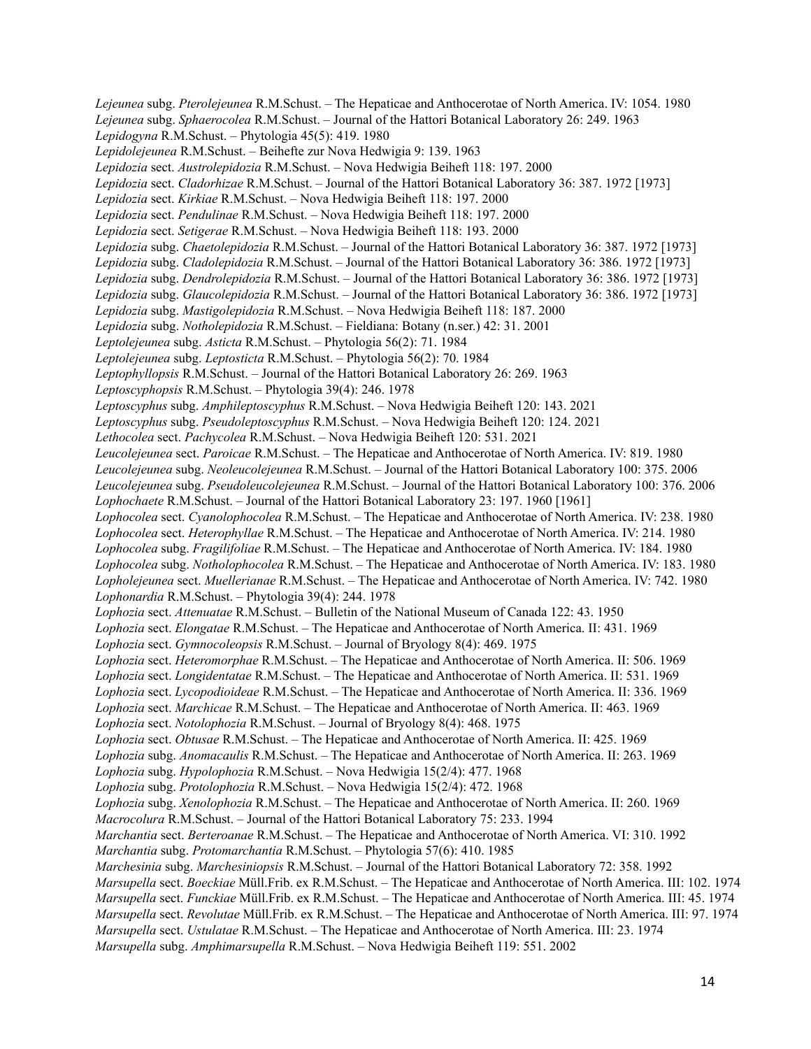*Lejeunea* subg. *Pterolejeunea* R.M.Schust. – The Hepaticae and Anthocerotae of North America. IV: 1054. 1980
*Lejeunea* subg. *Sphaerocolea* R.M.Schust. – Journal of the Hattori Botanical Laboratory 26: 249. 1963
*Lepidogyna* R.M.Schust. – Phytologia 45(5): 419. 1980
*Lepidolejeunea* R.M.Schust. – Beihefte zur Nova Hedwigia 9: 139. 1963
*Lepidozia* sect. *Austrolepidozia* R.M.Schust. – Nova Hedwigia Beiheft 118: 197. 2000
*Lepidozia* sect. *Cladorhizae* R.M.Schust. – Journal of the Hattori Botanical Laboratory 36: 387. 1972 [1973]
*Lepidozia* sect. *Kirkiae* R.M.Schust. – Nova Hedwigia Beiheft 118: 197. 2000
*Lepidozia* sect. *Pendulinae* R.M.Schust. – Nova Hedwigia Beiheft 118: 197. 2000
*Lepidozia* sect. *Setigerae* R.M.Schust. – Nova Hedwigia Beiheft 118: 193. 2000
*Lepidozia* subg. *Chaetolepidozia* R.M.Schust. – Journal of the Hattori Botanical Laboratory 36: 387. 1972 [1973]
*Lepidozia* subg. *Cladolepidozia* R.M.Schust. – Journal of the Hattori Botanical Laboratory 36: 386. 1972 [1973]
*Lepidozia* subg. *Dendrolepidozia* R.M.Schust. – Journal of the Hattori Botanical Laboratory 36: 386. 1972 [1973]
*Lepidozia* subg. *Glaucolepidozia* R.M.Schust. – Journal of the Hattori Botanical Laboratory 36: 386. 1972 [1973]
*Lepidozia* subg. *Mastigolepidozia* R.M.Schust. – Nova Hedwigia Beiheft 118: 187. 2000
*Lepidozia* subg. *Notholepidozia* R.M.Schust. – Fieldiana: Botany (n.ser.) 42: 31. 2001
*Leptolejeunea* subg. *Asticta* R.M.Schust. – Phytologia 56(2): 71. 1984
*Leptolejeunea* subg. *Leptosticta* R.M.Schust. – Phytologia 56(2): 70. 1984
*Leptophyllopsis* R.M.Schust. – Journal of the Hattori Botanical Laboratory 26: 269. 1963
*Leptoscyphopsis* R.M.Schust. – Phytologia 39(4): 246. 1978
*Leptoscyphus* subg. *Amphileptoscyphus* R.M.Schust. – Nova Hedwigia Beiheft 120: 143. 2021
*Leptoscyphus* subg. *Pseudoleptoscyphus* R.M.Schust. – Nova Hedwigia Beiheft 120: 124. 2021
*Lethocolea* sect. *Pachycolea* R.M.Schust. – Nova Hedwigia Beiheft 120: 531. 2021
*Leucolejeunea* sect. *Paroicae* R.M.Schust. – The Hepaticae and Anthocerotae of North America. IV: 819. 1980
*Leucolejeunea* subg. *Neoleucolejeunea* R.M.Schust. – Journal of the Hattori Botanical Laboratory 100: 375. 2006
*Leucolejeunea* subg. *Pseudoleucolejeunea* R.M.Schust. – Journal of the Hattori Botanical Laboratory 100: 376. 2006
*Lophochaete* R.M.Schust. – Journal of the Hattori Botanical Laboratory 23: 197. 1960 [1961]
*Lophocolea* sect. *Cyanolophocolea* R.M.Schust. – The Hepaticae and Anthocerotae of North America. IV: 238. 1980
*Lophocolea* sect. *Heterophyllae* R.M.Schust. – The Hepaticae and Anthocerotae of North America. IV: 214. 1980
*Lophocolea* subg. *Fragilifoliae* R.M.Schust. – The Hepaticae and Anthocerotae of North America. IV: 184. 1980
*Lophocolea* subg. *Notholophocolea* R.M.Schust. – The Hepaticae and Anthocerotae of North America. IV: 183. 1980
*Lopholejeunea* sect. *Muellerianae* R.M.Schust. – The Hepaticae and Anthocerotae of North America. IV: 742. 1980
*Lophonardia* R.M.Schust. – Phytologia 39(4): 244. 1978
*Lophozia* sect. *Attenuatae* R.M.Schust. – Bulletin of the National Museum of Canada 122: 43. 1950
*Lophozia* sect. *Elongatae* R.M.Schust. – The Hepaticae and Anthocerotae of North America. II: 431. 1969
*Lophozia* sect. *Gymnocoleopsis* R.M.Schust. – Journal of Bryology 8(4): 469. 1975
*Lophozia* sect. *Heteromorphae* R.M.Schust. – The Hepaticae and Anthocerotae of North America. II: 506. 1969
*Lophozia* sect. *Longidentatae* R.M.Schust. – The Hepaticae and Anthocerotae of North America. II: 531. 1969
*Lophozia* sect. *Lycopodioideae* R.M.Schust. – The Hepaticae and Anthocerotae of North America. II: 336. 1969
*Lophozia* sect. *Marchicae* R.M.Schust. – The Hepaticae and Anthocerotae of North America. II: 463. 1969
*Lophozia* sect. *Notolophozia* R.M.Schust. – Journal of Bryology 8(4): 468. 1975
*Lophozia* sect. *Obtusae* R.M.Schust. – The Hepaticae and Anthocerotae of North America. II: 425. 1969
*Lophozia* subg. *Anomacaulis* R.M.Schust. – The Hepaticae and Anthocerotae of North America. II: 263. 1969
*Lophozia* subg. *Hypolophozia* R.M.Schust. – Nova Hedwigia 15(2/4): 477. 1968
*Lophozia* subg. *Protolophozia* R.M.Schust. – Nova Hedwigia 15(2/4): 472. 1968
*Lophozia* subg. *Xenolophozia* R.M.Schust. – The Hepaticae and Anthocerotae of North America. II: 260. 1969
*Macrocolura* R.M.Schust. – Journal of the Hattori Botanical Laboratory 75: 233. 1994
*Marchantia* sect. *Berteroanae* R.M.Schust. – The Hepaticae and Anthocerotae of North America. VI: 310. 1992
*Marchantia* subg. *Protomarchantia* R.M.Schust. – Phytologia 57(6): 410. 1985
*Marchesinia* subg. *Marchesiniopsis* R.M.Schust. – Journal of the Hattori Botanical Laboratory 72: 358. 1992
*Marsupella* sect. *Boeckiae* Müll.Frib. ex R.M.Schust. – The Hepaticae and Anthocerotae of North America. III: 102. 1974
*Marsupella* sect. *Funckiae* Müll.Frib. ex R.M.Schust. – The Hepaticae and Anthocerotae of North America. III: 45. 1974
*Marsupella* sect. *Revolutae* Müll.Frib. ex R.M.Schust. – The Hepaticae and Anthocerotae of North America. III: 97. 1974
*Marsupella* sect. *Ustulatae* R.M.Schust. – The Hepaticae and Anthocerotae of North America. III: 23. 1974
*Marsupella* subg. *Amphimarsupella* R.M.Schust. – Nova Hedwigia Beiheft 119: 551. 2002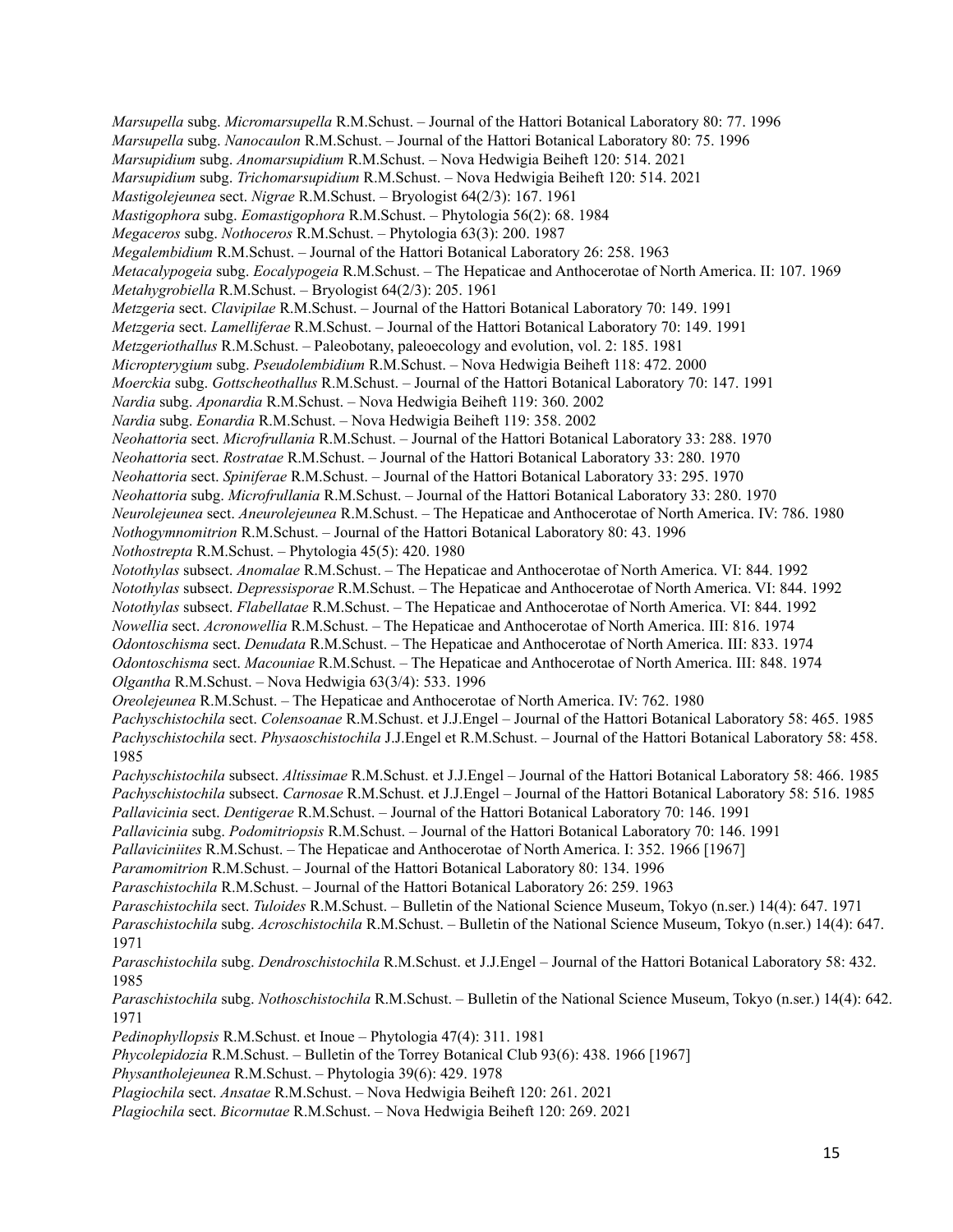*Marsupella* subg. *Micromarsupella* R.M.Schust. – Journal of the Hattori Botanical Laboratory 80: 77. 1996
*Marsupella* subg. *Nanocaulon* R.M.Schust. – Journal of the Hattori Botanical Laboratory 80: 75. 1996
*Marsupidium* subg. *Anomarsupidium* R.M.Schust. – Nova Hedwigia Beiheft 120: 514. 2021
*Marsupidium* subg. *Trichomarsupidium* R.M.Schust. – Nova Hedwigia Beiheft 120: 514. 2021
*Mastigolejeunea* sect. *Nigrae* R.M.Schust. – Bryologist 64(2/3): 167. 1961
*Mastigophora* subg. *Eomastigophora* R.M.Schust. – Phytologia 56(2): 68. 1984
*Megaceros* subg. *Nothoceros* R.M.Schust. – Phytologia 63(3): 200. 1987
*Megalembidium* R.M.Schust. – Journal of the Hattori Botanical Laboratory 26: 258. 1963
*Metacalypogeia* subg. *Eocalypogeia* R.M.Schust. – The Hepaticae and Anthocerotae of North America. II: 107. 1969
*Metahygrobiella* R.M.Schust. – Bryologist 64(2/3): 205. 1961
*Metzgeria* sect. *Clavipilae* R.M.Schust. – Journal of the Hattori Botanical Laboratory 70: 149. 1991
*Metzgeria* sect. *Lamelliferae* R.M.Schust. – Journal of the Hattori Botanical Laboratory 70: 149. 1991
*Metzgeriothallus* R.M.Schust. – Paleobotany, paleoecology and evolution, vol. 2: 185. 1981
*Micropterygium* subg. *Pseudolembidium* R.M.Schust. – Nova Hedwigia Beiheft 118: 472. 2000
*Moerckia* subg. *Gottscheothallus* R.M.Schust. – Journal of the Hattori Botanical Laboratory 70: 147. 1991
*Nardia* subg. *Aponardia* R.M.Schust. – Nova Hedwigia Beiheft 119: 360. 2002
*Nardia* subg. *Eonardia* R.M.Schust. – Nova Hedwigia Beiheft 119: 358. 2002
*Neohattoria* sect. *Microfrullania* R.M.Schust. – Journal of the Hattori Botanical Laboratory 33: 288. 1970
*Neohattoria* sect. *Rostratae* R.M.Schust. – Journal of the Hattori Botanical Laboratory 33: 280. 1970
*Neohattoria* sect. *Spiniferae* R.M.Schust. – Journal of the Hattori Botanical Laboratory 33: 295. 1970
*Neohattoria* subg. *Microfrullania* R.M.Schust. – Journal of the Hattori Botanical Laboratory 33: 280. 1970
*Neurolejeunea* sect. *Aneurolejeunea* R.M.Schust. – The Hepaticae and Anthocerotae of North America. IV: 786. 1980
*Nothogymnomitrion* R.M.Schust. – Journal of the Hattori Botanical Laboratory 80: 43. 1996
*Nothostrepta* R.M.Schust. – Phytologia 45(5): 420. 1980
*Notothylas* subsect. *Anomalae* R.M.Schust. – The Hepaticae and Anthocerotae of North America. VI: 844. 1992
*Notothylas* subsect. *Depressisporae* R.M.Schust. – The Hepaticae and Anthocerotae of North America. VI: 844. 1992
*Notothylas* subsect. *Flabellatae* R.M.Schust. – The Hepaticae and Anthocerotae of North America. VI: 844. 1992
*Nowellia* sect. *Acronowellia* R.M.Schust. – The Hepaticae and Anthocerotae of North America. III: 816. 1974
*Odontoschisma* sect. *Denudata* R.M.Schust. – The Hepaticae and Anthocerotae of North America. III: 833. 1974
*Odontoschisma* sect. *Macouniae* R.M.Schust. – The Hepaticae and Anthocerotae of North America. III: 848. 1974
*Olgantha* R.M.Schust. – Nova Hedwigia 63(3/4): 533. 1996
*Oreolejeunea* R.M.Schust. – The Hepaticae and Anthocerotae of North America. IV: 762. 1980
*Pachyschistochila* sect. *Colensoanae* R.M.Schust. et J.J.Engel – Journal of the Hattori Botanical Laboratory 58: 465. 1985
*Pachyschistochila* sect. *Physaoschistochila* J.J.Engel et R.M.Schust. – Journal of the Hattori Botanical Laboratory 58: 458. 1985
*Pachyschistochila* subsect. *Altissimae* R.M.Schust. et J.J.Engel – Journal of the Hattori Botanical Laboratory 58: 466. 1985
*Pachyschistochila* subsect. *Carnosae* R.M.Schust. et J.J.Engel – Journal of the Hattori Botanical Laboratory 58: 516. 1985
*Pallavicinia* sect. *Dentigerae* R.M.Schust. – Journal of the Hattori Botanical Laboratory 70: 146. 1991
*Pallavicinia* subg. *Podomitriopsis* R.M.Schust. – Journal of the Hattori Botanical Laboratory 70: 146. 1991
*Pallaviciniites* R.M.Schust. – The Hepaticae and Anthocerotae of North America. I: 352. 1966 [1967]
*Paramomitrion* R.M.Schust. – Journal of the Hattori Botanical Laboratory 80: 134. 1996
*Paraschistochila* R.M.Schust. – Journal of the Hattori Botanical Laboratory 26: 259. 1963
*Paraschistochila* sect. *Tuloides* R.M.Schust. – Bulletin of the National Science Museum, Tokyo (n.ser.) 14(4): 647. 1971
*Paraschistochila* subg. *Acroschistochila* R.M.Schust. – Bulletin of the National Science Museum, Tokyo (n.ser.) 14(4): 647. 1971
*Paraschistochila* subg. *Dendroschistochila* R.M.Schust. et J.J.Engel – Journal of the Hattori Botanical Laboratory 58: 432. 1985
*Paraschistochila* subg. *Nothoschistochila* R.M.Schust. – Bulletin of the National Science Museum, Tokyo (n.ser.) 14(4): 642. 1971
*Pedinophyllopsis* R.M.Schust. et Inoue – Phytologia 47(4): 311. 1981
*Phycolepidozia* R.M.Schust. – Bulletin of the Torrey Botanical Club 93(6): 438. 1966 [1967]
*Physantholejeunea* R.M.Schust. – Phytologia 39(6): 429. 1978
*Plagiochila* sect. *Ansatae* R.M.Schust. – Nova Hedwigia Beiheft 120: 261. 2021
*Plagiochila* sect. *Bicornutae* R.M.Schust. – Nova Hedwigia Beiheft 120: 269. 2021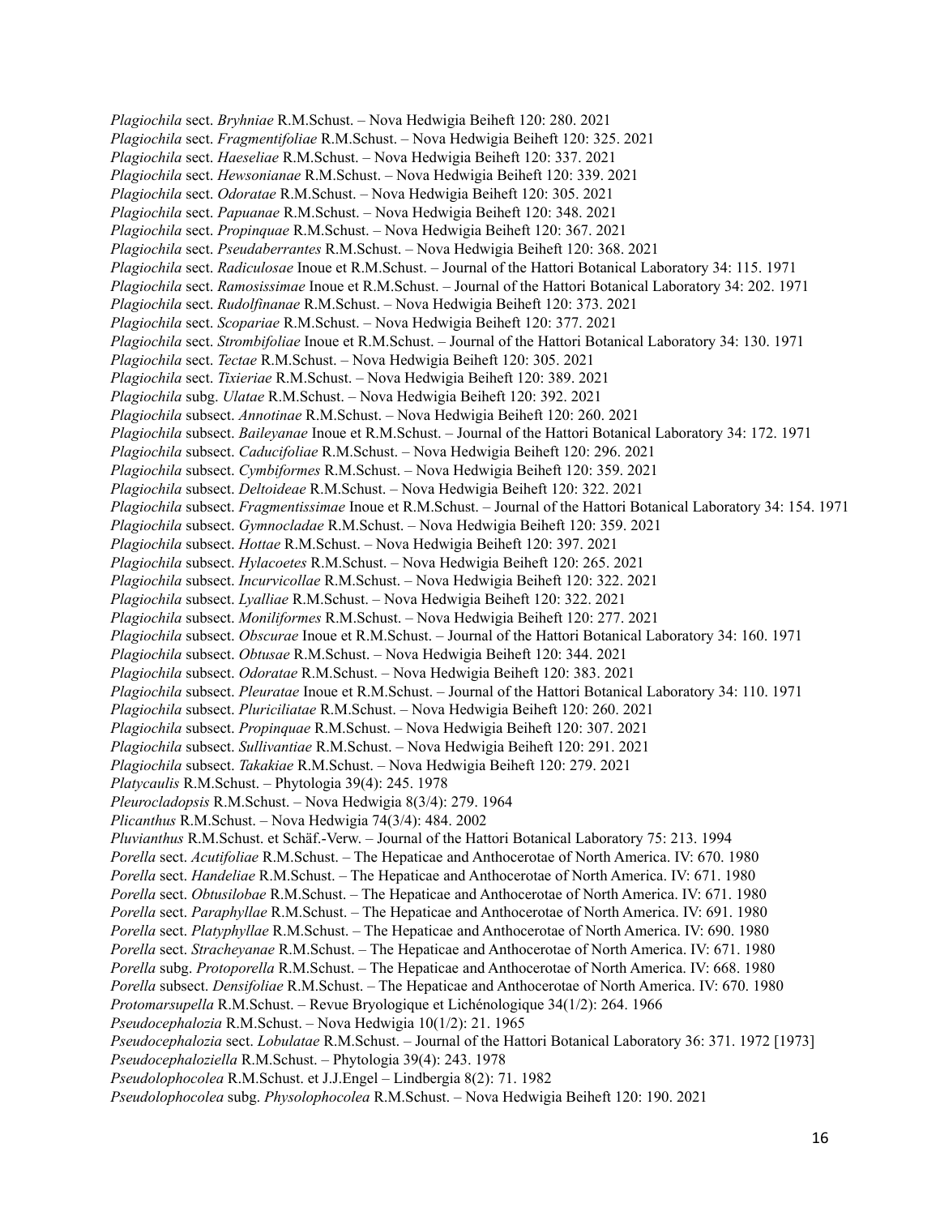*Plagiochila* sect. *Bryhniae* R.M.Schust. – Nova Hedwigia Beiheft 120: 280. 2021
*Plagiochila* sect. *Fragmentifoliae* R.M.Schust. – Nova Hedwigia Beiheft 120: 325. 2021
*Plagiochila* sect. *Haeseliae* R.M.Schust. – Nova Hedwigia Beiheft 120: 337. 2021
*Plagiochila* sect. *Hewsonianae* R.M.Schust. – Nova Hedwigia Beiheft 120: 339. 2021
*Plagiochila* sect. *Odoratae* R.M.Schust. – Nova Hedwigia Beiheft 120: 305. 2021
*Plagiochila* sect. *Papuanae* R.M.Schust. – Nova Hedwigia Beiheft 120: 348. 2021
*Plagiochila* sect. *Propinquae* R.M.Schust. – Nova Hedwigia Beiheft 120: 367. 2021
*Plagiochila* sect. *Pseudaberrantes* R.M.Schust. – Nova Hedwigia Beiheft 120: 368. 2021
*Plagiochila* sect. *Radiculosae* Inoue et R.M.Schust. – Journal of the Hattori Botanical Laboratory 34: 115. 1971
*Plagiochila* sect. *Ramosissimae* Inoue et R.M.Schust. – Journal of the Hattori Botanical Laboratory 34: 202. 1971
*Plagiochila* sect. *Rudolfinanae* R.M.Schust. – Nova Hedwigia Beiheft 120: 373. 2021
*Plagiochila* sect. *Scopariae* R.M.Schust. – Nova Hedwigia Beiheft 120: 377. 2021
*Plagiochila* sect. *Strombifoliae* Inoue et R.M.Schust. – Journal of the Hattori Botanical Laboratory 34: 130. 1971
*Plagiochila* sect. *Tectae* R.M.Schust. – Nova Hedwigia Beiheft 120: 305. 2021
*Plagiochila* sect. *Tixieriae* R.M.Schust. – Nova Hedwigia Beiheft 120: 389. 2021
*Plagiochila* subg. *Ulatae* R.M.Schust. – Nova Hedwigia Beiheft 120: 392. 2021
*Plagiochila* subsect. *Annotinae* R.M.Schust. – Nova Hedwigia Beiheft 120: 260. 2021
*Plagiochila* subsect. *Baileyanae* Inoue et R.M.Schust. – Journal of the Hattori Botanical Laboratory 34: 172. 1971
*Plagiochila* subsect. *Caducifoliae* R.M.Schust. – Nova Hedwigia Beiheft 120: 296. 2021
*Plagiochila* subsect. *Cymbiformes* R.M.Schust. – Nova Hedwigia Beiheft 120: 359. 2021
*Plagiochila* subsect. *Deltoideae* R.M.Schust. – Nova Hedwigia Beiheft 120: 322. 2021
*Plagiochila* subsect. *Fragmentissimae* Inoue et R.M.Schust. – Journal of the Hattori Botanical Laboratory 34: 154. 1971
*Plagiochila* subsect. *Gymnocladae* R.M.Schust. – Nova Hedwigia Beiheft 120: 359. 2021
*Plagiochila* subsect. *Hottae* R.M.Schust. – Nova Hedwigia Beiheft 120: 397. 2021
*Plagiochila* subsect. *Hylacoetes* R.M.Schust. – Nova Hedwigia Beiheft 120: 265. 2021
*Plagiochila* subsect. *Incurvicollae* R.M.Schust. – Nova Hedwigia Beiheft 120: 322. 2021
*Plagiochila* subsect. *Lyalliae* R.M.Schust. – Nova Hedwigia Beiheft 120: 322. 2021
*Plagiochila* subsect. *Moniliformes* R.M.Schust. – Nova Hedwigia Beiheft 120: 277. 2021
*Plagiochila* subsect. *Obscurae* Inoue et R.M.Schust. – Journal of the Hattori Botanical Laboratory 34: 160. 1971
*Plagiochila* subsect. *Obtusae* R.M.Schust. – Nova Hedwigia Beiheft 120: 344. 2021
*Plagiochila* subsect. *Odoratae* R.M.Schust. – Nova Hedwigia Beiheft 120: 383. 2021
*Plagiochila* subsect. *Pleuratae* Inoue et R.M.Schust. – Journal of the Hattori Botanical Laboratory 34: 110. 1971
*Plagiochila* subsect. *Pluriciliatae* R.M.Schust. – Nova Hedwigia Beiheft 120: 260. 2021
*Plagiochila* subsect. *Propinquae* R.M.Schust. – Nova Hedwigia Beiheft 120: 307. 2021
*Plagiochila* subsect. *Sullivantiae* R.M.Schust. – Nova Hedwigia Beiheft 120: 291. 2021
*Plagiochila* subsect. *Takakiae* R.M.Schust. – Nova Hedwigia Beiheft 120: 279. 2021
*Platycaulis* R.M.Schust. – Phytologia 39(4): 245. 1978
*Pleurocladopsis* R.M.Schust. – Nova Hedwigia 8(3/4): 279. 1964
*Plicanthus* R.M.Schust. – Nova Hedwigia 74(3/4): 484. 2002
*Pluvianthus* R.M.Schust. et Schäf.-Verw. – Journal of the Hattori Botanical Laboratory 75: 213. 1994
*Porella* sect. *Acutifoliae* R.M.Schust. – The Hepaticae and Anthocerotae of North America. IV: 670. 1980
*Porella* sect. *Handeliae* R.M.Schust. – The Hepaticae and Anthocerotae of North America. IV: 671. 1980
*Porella* sect. *Obtusilobae* R.M.Schust. – The Hepaticae and Anthocerotae of North America. IV: 671. 1980
*Porella* sect. *Paraphyllae* R.M.Schust. – The Hepaticae and Anthocerotae of North America. IV: 691. 1980
*Porella* sect. *Platyphyllae* R.M.Schust. – The Hepaticae and Anthocerotae of North America. IV: 690. 1980
*Porella* sect. *Stracheyanae* R.M.Schust. – The Hepaticae and Anthocerotae of North America. IV: 671. 1980
*Porella* subg. *Protoporella* R.M.Schust. – The Hepaticae and Anthocerotae of North America. IV: 668. 1980
*Porella* subsect. *Densifoliae* R.M.Schust. – The Hepaticae and Anthocerotae of North America. IV: 670. 1980
*Protomarsupella* R.M.Schust. – Revue Bryologique et Lichénologique 34(1/2): 264. 1966
*Pseudocephalozia* R.M.Schust. – Nova Hedwigia 10(1/2): 21. 1965
*Pseudocephalozia* sect. *Lobulatae* R.M.Schust. – Journal of the Hattori Botanical Laboratory 36: 371. 1972 [1973]
*Pseudocephaloziella* R.M.Schust. – Phytologia 39(4): 243. 1978
*Pseudolophocolea* R.M.Schust. et J.J.Engel – Lindbergia 8(2): 71. 1982
*Pseudolophocolea* subg. *Physolophocolea* R.M.Schust. – Nova Hedwigia Beiheft 120: 190. 2021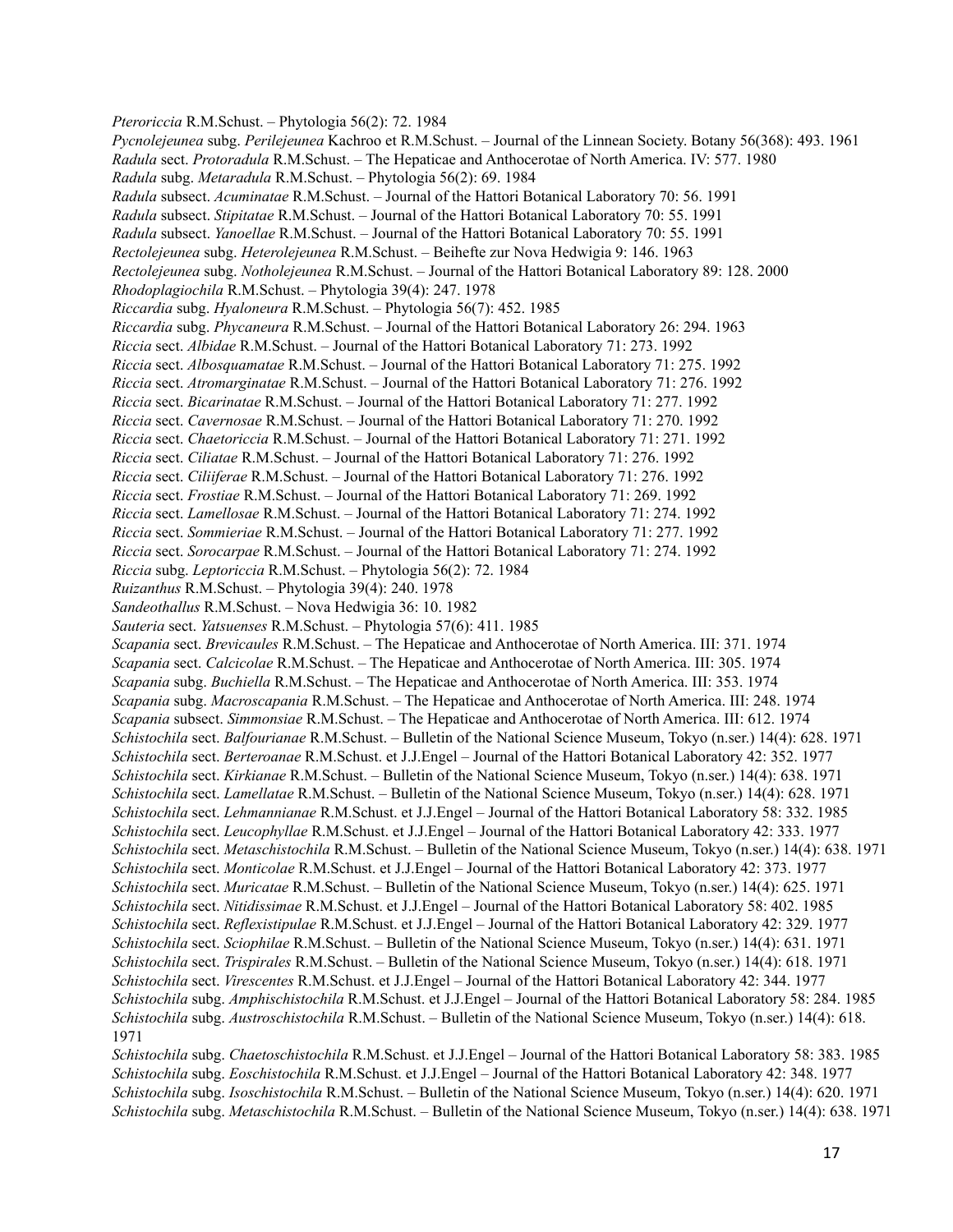*Pteroriccia* R.M.Schust. – Phytologia 56(2): 72. 1984
*Pycnolejeunea* subg. *Perilejeunea* Kachroo et R.M.Schust. – Journal of the Linnean Society. Botany 56(368): 493. 1961
*Radula* sect. *Protoradula* R.M.Schust. – The Hepaticae and Anthocerotae of North America. IV: 577. 1980
*Radula* subg. *Metaradula* R.M.Schust. – Phytologia 56(2): 69. 1984
*Radula* subsect. *Acuminatae* R.M.Schust. – Journal of the Hattori Botanical Laboratory 70: 56. 1991
*Radula* subsect. *Stipitatae* R.M.Schust. – Journal of the Hattori Botanical Laboratory 70: 55. 1991
*Radula* subsect. *Yanoellae* R.M.Schust. – Journal of the Hattori Botanical Laboratory 70: 55. 1991
*Rectolejeunea* subg. *Heterolejeunea* R.M.Schust. – Beihefte zur Nova Hedwigia 9: 146. 1963
*Rectolejeunea* subg. *Notholejeunea* R.M.Schust. – Journal of the Hattori Botanical Laboratory 89: 128. 2000
*Rhodoplagiochila* R.M.Schust. – Phytologia 39(4): 247. 1978
*Riccardia* subg. *Hyaloneura* R.M.Schust. – Phytologia 56(7): 452. 1985
*Riccardia* subg. *Phycaneura* R.M.Schust. – Journal of the Hattori Botanical Laboratory 26: 294. 1963
*Riccia* sect. *Albidae* R.M.Schust. – Journal of the Hattori Botanical Laboratory 71: 273. 1992
*Riccia* sect. *Albosquamatae* R.M.Schust. – Journal of the Hattori Botanical Laboratory 71: 275. 1992
*Riccia* sect. *Atromarginatae* R.M.Schust. – Journal of the Hattori Botanical Laboratory 71: 276. 1992
*Riccia* sect. *Bicarinatae* R.M.Schust. – Journal of the Hattori Botanical Laboratory 71: 277. 1992
*Riccia* sect. *Cavernosae* R.M.Schust. – Journal of the Hattori Botanical Laboratory 71: 270. 1992
*Riccia* sect. *Chaetoriccia* R.M.Schust. – Journal of the Hattori Botanical Laboratory 71: 271. 1992
*Riccia* sect. *Ciliatae* R.M.Schust. – Journal of the Hattori Botanical Laboratory 71: 276. 1992
*Riccia* sect. *Ciliiferae* R.M.Schust. – Journal of the Hattori Botanical Laboratory 71: 276. 1992
*Riccia* sect. *Frostiae* R.M.Schust. – Journal of the Hattori Botanical Laboratory 71: 269. 1992
*Riccia* sect. *Lamellosae* R.M.Schust. – Journal of the Hattori Botanical Laboratory 71: 274. 1992
*Riccia* sect. *Sommieriae* R.M.Schust. – Journal of the Hattori Botanical Laboratory 71: 277. 1992
*Riccia* sect. *Sorocarpae* R.M.Schust. – Journal of the Hattori Botanical Laboratory 71: 274. 1992
*Riccia* subg. *Leptoriccia* R.M.Schust. – Phytologia 56(2): 72. 1984
*Ruizanthus* R.M.Schust. – Phytologia 39(4): 240. 1978
*Sandeothallus* R.M.Schust. – Nova Hedwigia 36: 10. 1982
*Sauteria* sect. *Yatsuenses* R.M.Schust. – Phytologia 57(6): 411. 1985
*Scapania* sect. *Brevicaules* R.M.Schust. – The Hepaticae and Anthocerotae of North America. III: 371. 1974
*Scapania* sect. *Calcicolae* R.M.Schust. – The Hepaticae and Anthocerotae of North America. III: 305. 1974
*Scapania* subg. *Buchiella* R.M.Schust. – The Hepaticae and Anthocerotae of North America. III: 353. 1974
*Scapania* subg. *Macroscapania* R.M.Schust. – The Hepaticae and Anthocerotae of North America. III: 248. 1974
*Scapania* subsect. *Simmonsiae* R.M.Schust. – The Hepaticae and Anthocerotae of North America. III: 612. 1974
*Schistochila* sect. *Balfourianae* R.M.Schust. – Bulletin of the National Science Museum, Tokyo (n.ser.) 14(4): 628. 1971
*Schistochila* sect. *Berteroanae* R.M.Schust. et J.J.Engel – Journal of the Hattori Botanical Laboratory 42: 352. 1977
*Schistochila* sect. *Kirkianae* R.M.Schust. – Bulletin of the National Science Museum, Tokyo (n.ser.) 14(4): 638. 1971
*Schistochila* sect. *Lamellatae* R.M.Schust. – Bulletin of the National Science Museum, Tokyo (n.ser.) 14(4): 628. 1971
*Schistochila* sect. *Lehmannianae* R.M.Schust. et J.J.Engel – Journal of the Hattori Botanical Laboratory 58: 332. 1985
*Schistochila* sect. *Leucophyllae* R.M.Schust. et J.J.Engel – Journal of the Hattori Botanical Laboratory 42: 333. 1977
*Schistochila* sect. *Metaschistochila* R.M.Schust. – Bulletin of the National Science Museum, Tokyo (n.ser.) 14(4): 638. 1971
*Schistochila* sect. *Monticolae* R.M.Schust. et J.J.Engel – Journal of the Hattori Botanical Laboratory 42: 373. 1977
*Schistochila* sect. *Muricatae* R.M.Schust. – Bulletin of the National Science Museum, Tokyo (n.ser.) 14(4): 625. 1971
*Schistochila* sect. *Nitidissimae* R.M.Schust. et J.J.Engel – Journal of the Hattori Botanical Laboratory 58: 402. 1985
*Schistochila* sect. *Reflexistipulae* R.M.Schust. et J.J.Engel – Journal of the Hattori Botanical Laboratory 42: 329. 1977
*Schistochila* sect. *Sciophilae* R.M.Schust. – Bulletin of the National Science Museum, Tokyo (n.ser.) 14(4): 631. 1971
*Schistochila* sect. *Trispirales* R.M.Schust. – Bulletin of the National Science Museum, Tokyo (n.ser.) 14(4): 618. 1971
*Schistochila* sect. *Virescentes* R.M.Schust. et J.J.Engel – Journal of the Hattori Botanical Laboratory 42: 344. 1977
*Schistochila* subg. *Amphischistochila* R.M.Schust. et J.J.Engel – Journal of the Hattori Botanical Laboratory 58: 284. 1985
*Schistochila* subg. *Austroschistochila* R.M.Schust. – Bulletin of the National Science Museum, Tokyo (n.ser.) 14(4): 618. 1971
*Schistochila* subg. *Chaetoschistochila* R.M.Schust. et J.J.Engel – Journal of the Hattori Botanical Laboratory 58: 383. 1985
*Schistochila* subg. *Eoschistochila* R.M.Schust. et J.J.Engel – Journal of the Hattori Botanical Laboratory 42: 348. 1977
*Schistochila* subg. *Isoschistochila* R.M.Schust. – Bulletin of the National Science Museum, Tokyo (n.ser.) 14(4): 620. 1971
*Schistochila* subg. *Metaschistochila* R.M.Schust. – Bulletin of the National Science Museum, Tokyo (n.ser.) 14(4): 638. 1971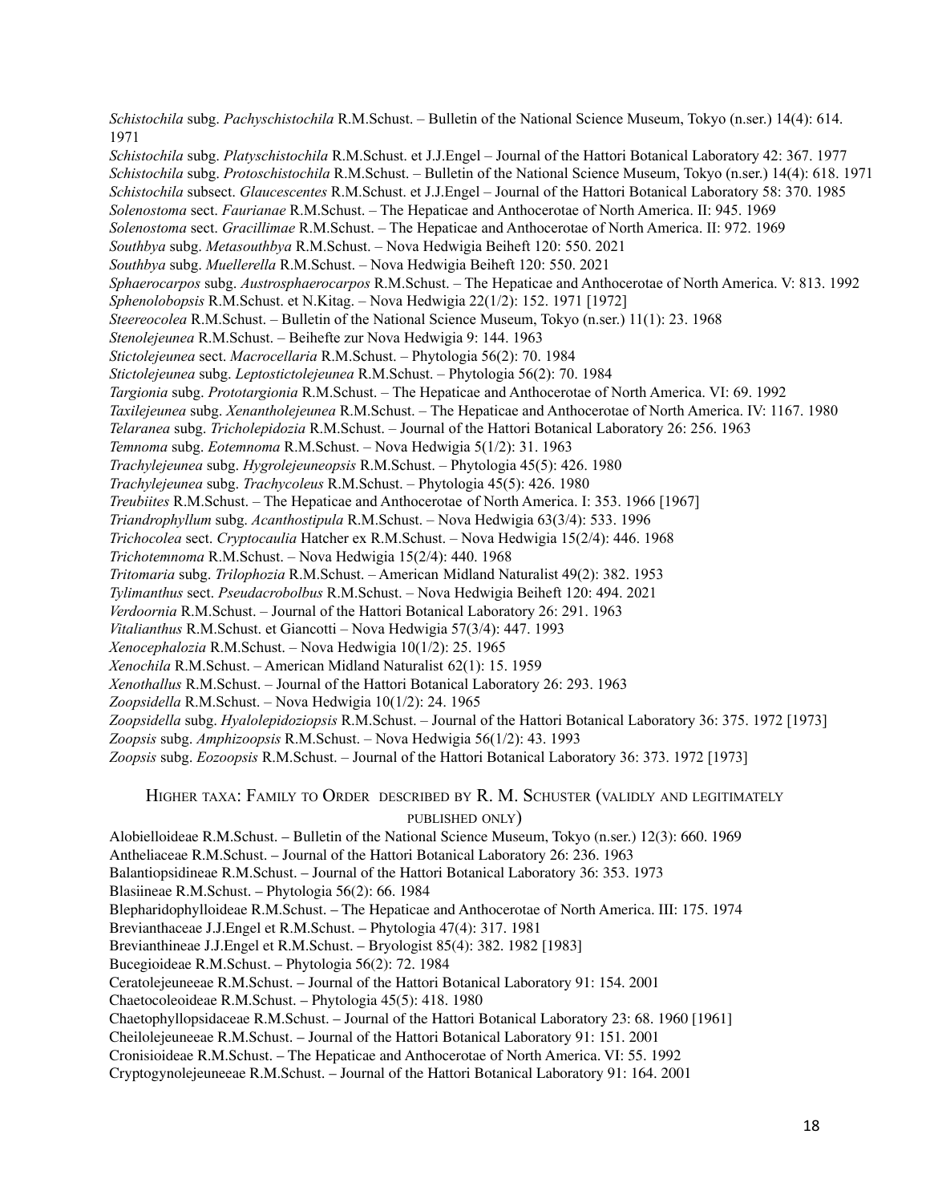*Schistochila* subg. *Pachyschistochila* R.M.Schust. – Bulletin of the National Science Museum, Tokyo (n.ser.) 14(4): 614. 1971
*Schistochila* subg. *Platyschistochila* R.M.Schust. et J.J.Engel – Journal of the Hattori Botanical Laboratory 42: 367. 1977
*Schistochila* subg. *Protoschistochila* R.M.Schust. – Bulletin of the National Science Museum, Tokyo (n.ser.) 14(4): 618. 1971
*Schistochila* subsect. *Glaucescentes* R.M.Schust. et J.J.Engel – Journal of the Hattori Botanical Laboratory 58: 370. 1985
*Solenostoma* sect. *Faurianae* R.M.Schust. – The Hepaticae and Anthocerotae of North America. II: 945. 1969
*Solenostoma* sect. *Gracillimae* R.M.Schust. – The Hepaticae and Anthocerotae of North America. II: 972. 1969
*Southbya* subg. *Metasouthbya* R.M.Schust. – Nova Hedwigia Beiheft 120: 550. 2021
*Southbya* subg. *Muellerella* R.M.Schust. – Nova Hedwigia Beiheft 120: 550. 2021
*Sphaerocarpos* subg. *Austrosphaerocarpos* R.M.Schust. – The Hepaticae and Anthocerotae of North America. V: 813. 1992
*Sphenolobopsis* R.M.Schust. et N.Kitag. – Nova Hedwigia 22(1/2): 152. 1971 [1972]
*Steereocolea* R.M.Schust. – Bulletin of the National Science Museum, Tokyo (n.ser.) 11(1): 23. 1968
*Stenolejeunea* R.M.Schust. – Beihefte zur Nova Hedwigia 9: 144. 1963
*Stictolejeunea* sect. *Macrocellaria* R.M.Schust. – Phytologia 56(2): 70. 1984
*Stictolejeunea* subg. *Leptostictolejeunea* R.M.Schust. – Phytologia 56(2): 70. 1984
*Targionia* subg. *Prototargionia* R.M.Schust. – The Hepaticae and Anthocerotae of North America. VI: 69. 1992
*Taxilejeunea* subg. *Xenantholejeunea* R.M.Schust. – The Hepaticae and Anthocerotae of North America. IV: 1167. 1980
*Telaranea* subg. *Tricholepidozia* R.M.Schust. – Journal of the Hattori Botanical Laboratory 26: 256. 1963
*Temnoma* subg. *Eotemnoma* R.M.Schust. – Nova Hedwigia 5(1/2): 31. 1963
*Trachylejeunea* subg. *Hygrolejeuneopsis* R.M.Schust. – Phytologia 45(5): 426. 1980
*Trachylejeunea* subg. *Trachycoleus* R.M.Schust. – Phytologia 45(5): 426. 1980
*Treubiites* R.M.Schust. – The Hepaticae and Anthocerotae of North America. I: 353. 1966 [1967]
*Triandrophyllum* subg. *Acanthostipula* R.M.Schust. – Nova Hedwigia 63(3/4): 533. 1996
*Trichocolea* sect. *Cryptocaulia* Hatcher ex R.M.Schust. – Nova Hedwigia 15(2/4): 446. 1968
*Trichotemnoma* R.M.Schust. – Nova Hedwigia 15(2/4): 440. 1968
*Tritomaria* subg. *Trilophozia* R.M.Schust. – American Midland Naturalist 49(2): 382. 1953
*Tylimanthus* sect. *Pseudacrobolbus* R.M.Schust. – Nova Hedwigia Beiheft 120: 494. 2021
*Verdoornia* R.M.Schust. – Journal of the Hattori Botanical Laboratory 26: 291. 1963
*Vitalianthus* R.M.Schust. et Giancotti – Nova Hedwigia 57(3/4): 447. 1993
*Xenocephalozia* R.M.Schust. – Nova Hedwigia 10(1/2): 25. 1965
*Xenochila* R.M.Schust. – American Midland Naturalist 62(1): 15. 1959
*Xenothallus* R.M.Schust. – Journal of the Hattori Botanical Laboratory 26: 293. 1963
*Zoopsidella* R.M.Schust. – Nova Hedwigia 10(1/2): 24. 1965
*Zoopsidella* subg. *Hyalolepidoziopsis* R.M.Schust. – Journal of the Hattori Botanical Laboratory 36: 375. 1972 [1973]
*Zoopsis* subg. *Amphizoopsis* R.M.Schust. – Nova Hedwigia 56(1/2): 43. 1993
*Zoopsis* subg. *Eozoopsis* R.M.Schust. – Journal of the Hattori Botanical Laboratory 36: 373. 1972 [1973]

## Higher taxa: Family to Order described by R. M. Schuster (validly and legitimately published only)

Alobielloideae R.M.Schust. – Bulletin of the National Science Museum, Tokyo (n.ser.) 12(3): 660. 1969
Antheliaceae R.M.Schust. – Journal of the Hattori Botanical Laboratory 26: 236. 1963
Balantiopsidineae R.M.Schust. – Journal of the Hattori Botanical Laboratory 36: 353. 1973
Blasiineae R.M.Schust. – Phytologia 56(2): 66. 1984
Blepharidophylloideae R.M.Schust. – The Hepaticae and Anthocerotae of North America. III: 175. 1974
Brevianthaceae J.J.Engel et R.M.Schust. – Phytologia 47(4): 317. 1981
Brevianthineae J.J.Engel et R.M.Schust. – Bryologist 85(4): 382. 1982 [1983]
Bucegioideae R.M.Schust. – Phytologia 56(2): 72. 1984
Ceratolejeuneeae R.M.Schust. – Journal of the Hattori Botanical Laboratory 91: 154. 2001
Chaetocoleoideae R.M.Schust. – Phytologia 45(5): 418. 1980
Chaetophyllopsidaceae R.M.Schust. – Journal of the Hattori Botanical Laboratory 23: 68. 1960 [1961]
Cheilolejeuneeae R.M.Schust. – Journal of the Hattori Botanical Laboratory 91: 151. 2001
Cronisioideae R.M.Schust. – The Hepaticae and Anthocerotae of North America. VI: 55. 1992
Cryptogynolejeuneeae R.M.Schust. – Journal of the Hattori Botanical Laboratory 91: 164. 2001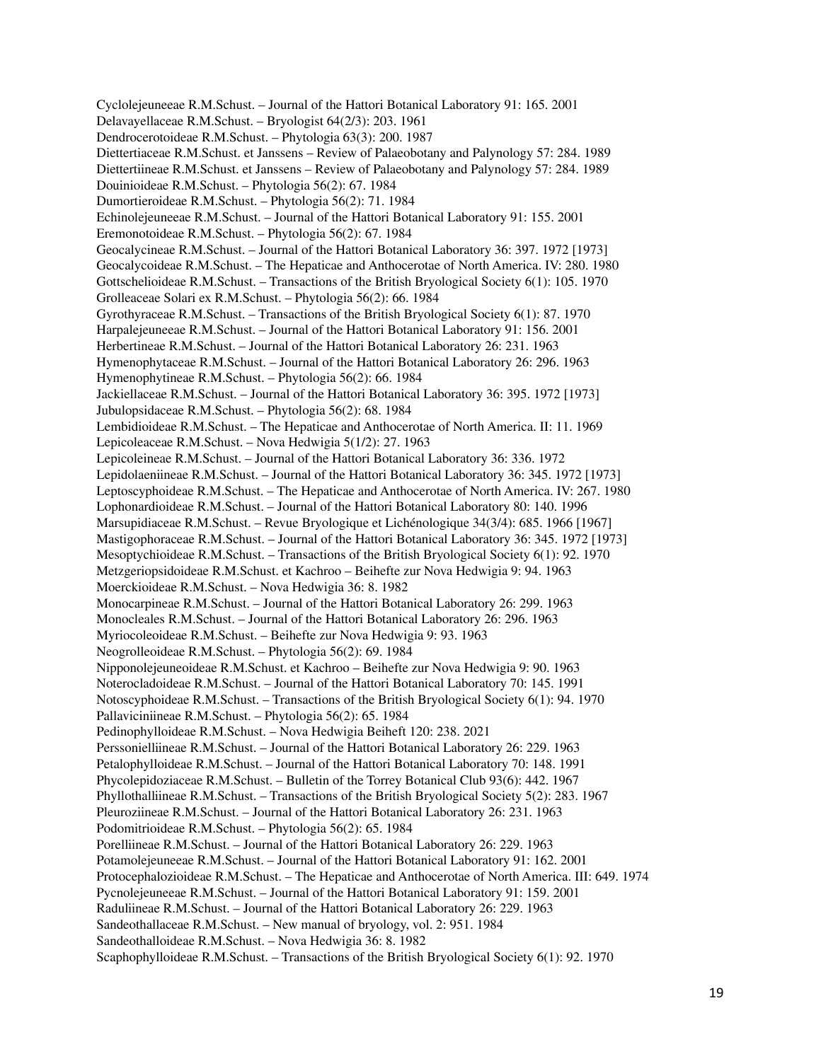Cyclolejeuneeae R.M.Schust. – Journal of the Hattori Botanical Laboratory 91: 165. 2001
Delavayellaceae R.M.Schust. – Bryologist 64(2/3): 203. 1961
Dendrocerotoideae R.M.Schust. – Phytologia 63(3): 200. 1987
Diettertiaceae R.M.Schust. et Janssens – Review of Palaeobotany and Palynology 57: 284. 1989
Diettertiineae R.M.Schust. et Janssens – Review of Palaeobotany and Palynology 57: 284. 1989
Douinioideae R.M.Schust. – Phytologia 56(2): 67. 1984
Dumortieroideae R.M.Schust. – Phytologia 56(2): 71. 1984
Echinolejeuneeae R.M.Schust. – Journal of the Hattori Botanical Laboratory 91: 155. 2001
Eremonotoideae R.M.Schust. – Phytologia 56(2): 67. 1984
Geocalycineae R.M.Schust. – Journal of the Hattori Botanical Laboratory 36: 397. 1972 [1973]
Geocalycoideae R.M.Schust. – The Hepaticae and Anthocerotae of North America. IV: 280. 1980
Gottschelioideae R.M.Schust. – Transactions of the British Bryological Society 6(1): 105. 1970
Grolleaceae Solari ex R.M.Schust. – Phytologia 56(2): 66. 1984
Gyrothyraceae R.M.Schust. – Transactions of the British Bryological Society 6(1): 87. 1970
Harpalejeuneeae R.M.Schust. – Journal of the Hattori Botanical Laboratory 91: 156. 2001
Herbertineae R.M.Schust. – Journal of the Hattori Botanical Laboratory 26: 231. 1963
Hymenophytaceae R.M.Schust. – Journal of the Hattori Botanical Laboratory 26: 296. 1963
Hymenophytineae R.M.Schust. – Phytologia 56(2): 66. 1984
Jackiellaceae R.M.Schust. – Journal of the Hattori Botanical Laboratory 36: 395. 1972 [1973]
Jubulopsidaceae R.M.Schust. – Phytologia 56(2): 68. 1984
Lembidioideae R.M.Schust. – The Hepaticae and Anthocerotae of North America. II: 11. 1969
Lepicoleaceae R.M.Schust. – Nova Hedwigia 5(1/2): 27. 1963
Lepicoleineae R.M.Schust. – Journal of the Hattori Botanical Laboratory 36: 336. 1972
Lepidolaeniineae R.M.Schust. – Journal of the Hattori Botanical Laboratory 36: 345. 1972 [1973]
Leptoscyphoideae R.M.Schust. – The Hepaticae and Anthocerotae of North America. IV: 267. 1980
Lophonardioideae R.M.Schust. – Journal of the Hattori Botanical Laboratory 80: 140. 1996
Marsupidiaceae R.M.Schust. – Revue Bryologique et Lichénologique 34(3/4): 685. 1966 [1967]
Mastigophoraceae R.M.Schust. – Journal of the Hattori Botanical Laboratory 36: 345. 1972 [1973]
Mesoptychioideae R.M.Schust. – Transactions of the British Bryological Society 6(1): 92. 1970
Metzgeriopsidoideae R.M.Schust. et Kachroo – Beihefte zur Nova Hedwigia 9: 94. 1963
Moerckioideae R.M.Schust. – Nova Hedwigia 36: 8. 1982
Monocarpineae R.M.Schust. – Journal of the Hattori Botanical Laboratory 26: 299. 1963
Monocleales R.M.Schust. – Journal of the Hattori Botanical Laboratory 26: 296. 1963
Myriocoleoideae R.M.Schust. – Beihefte zur Nova Hedwigia 9: 93. 1963
Neogrolleoideae R.M.Schust. – Phytologia 56(2): 69. 1984
Nipponolejeuneoideae R.M.Schust. et Kachroo – Beihefte zur Nova Hedwigia 9: 90. 1963
Noterocladoideae R.M.Schust. – Journal of the Hattori Botanical Laboratory 70: 145. 1991
Notoscyphoideae R.M.Schust. – Transactions of the British Bryological Society 6(1): 94. 1970
Pallaviciniineae R.M.Schust. – Phytologia 56(2): 65. 1984
Pedinophylloideae R.M.Schust. – Nova Hedwigia Beiheft 120: 238. 2021
Perssonielliineae R.M.Schust. – Journal of the Hattori Botanical Laboratory 26: 229. 1963
Petalophylloideae R.M.Schust. – Journal of the Hattori Botanical Laboratory 70: 148. 1991
Phycolepidoziaceae R.M.Schust. – Bulletin of the Torrey Botanical Club 93(6): 442. 1967
Phyllothalliineae R.M.Schust. – Transactions of the British Bryological Society 5(2): 283. 1967
Pleuroziineae R.M.Schust. – Journal of the Hattori Botanical Laboratory 26: 231. 1963
Podomitrioideae R.M.Schust. – Phytologia 56(2): 65. 1984
Porelliineae R.M.Schust. – Journal of the Hattori Botanical Laboratory 26: 229. 1963
Potamolejeuneeae R.M.Schust. – Journal of the Hattori Botanical Laboratory 91: 162. 2001
Protocephalozioideae R.M.Schust. – The Hepaticae and Anthocerotae of North America. III: 649. 1974
Pycnolejeuneeae R.M.Schust. – Journal of the Hattori Botanical Laboratory 91: 159. 2001
Raduliineae R.M.Schust. – Journal of the Hattori Botanical Laboratory 26: 229. 1963
Sandeothallaceae R.M.Schust. – New manual of bryology, vol. 2: 951. 1984
Sandeothalloideae R.M.Schust. – Nova Hedwigia 36: 8. 1982
Scaphophylloideae R.M.Schust. – Transactions of the British Bryological Society 6(1): 92. 1970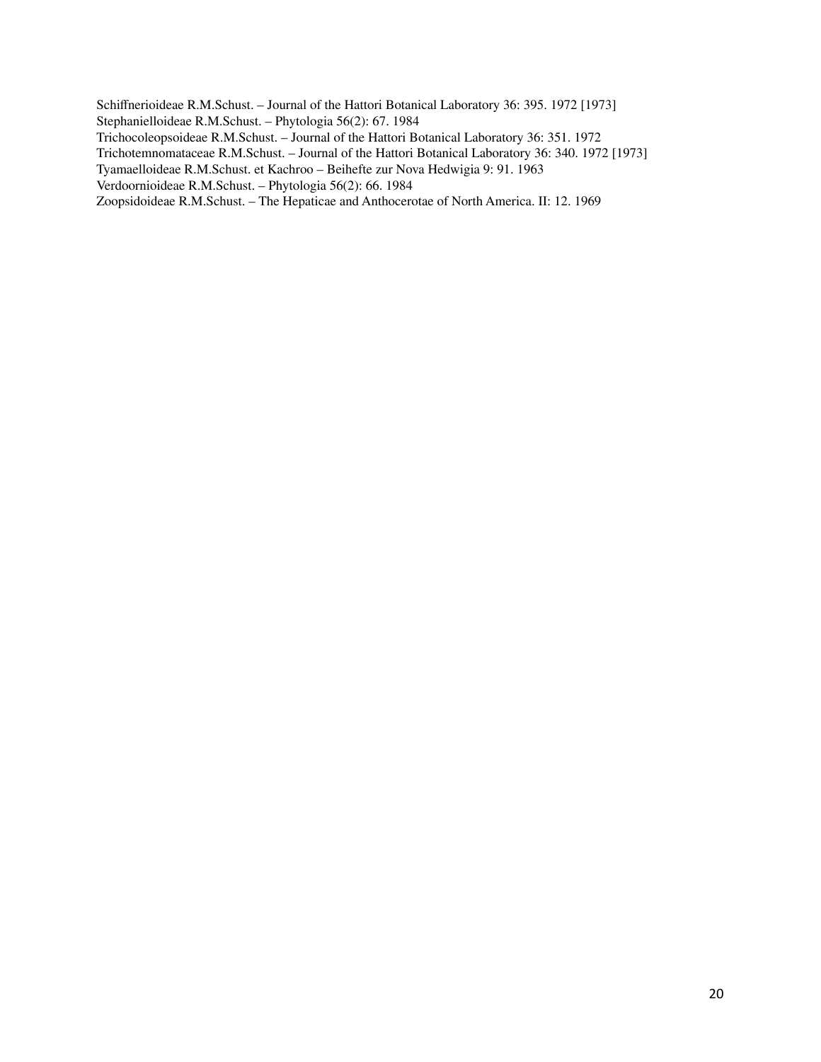Schiffnerioideae R.M.Schust. – Journal of the Hattori Botanical Laboratory 36: 395. 1972 [1973]  
Stephanielloideae R.M.Schust. – Phytologia 56(2): 67. 1984  
Trichocoleopsoideae R.M.Schust. – Journal of the Hattori Botanical Laboratory 36: 351. 1972  
Trichotemnomataceae R.M.Schust. – Journal of the Hattori Botanical Laboratory 36: 340. 1972 [1973]  
Tyamaelloideae R.M.Schust. et Kachroo – Beihefte zur Nova Hedwigia 9: 91. 1963  
Verdoornioideae R.M.Schust. – Phytologia 56(2): 66. 1984  
Zoopsidoideae R.M.Schust. – The Hepaticae and Anthocerotae of North America. II: 12. 1969